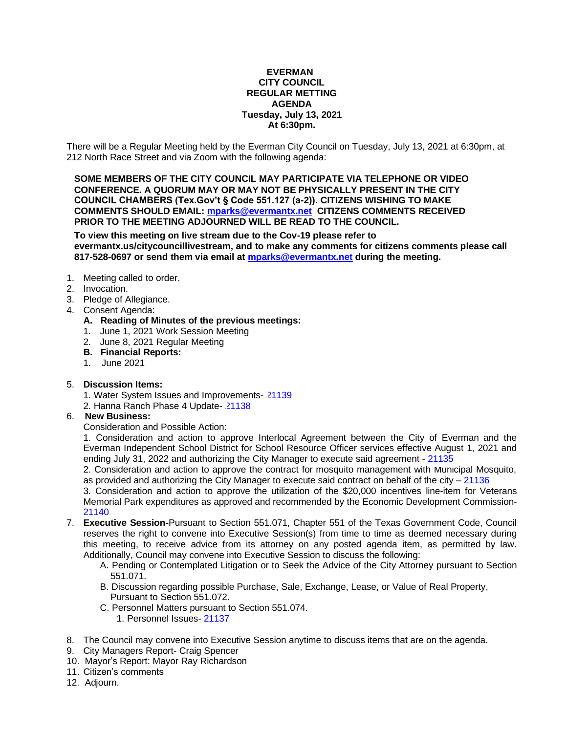**EVERMAN**
**CITY COUNCIL**
**REGULAR METTING**
**AGENDA**
**Tuesday, July 13, 2021**
**At 6:30pm.**

There will be a Regular Meeting held by the Everman City Council on Tuesday, July 13, 2021 at 6:30pm, at 212 North Race Street and via Zoom with the following agenda:

**SOME MEMBERS OF THE CITY COUNCIL MAY PARTICIPATE VIA TELEPHONE OR VIDEO CONFERENCE. A QUORUM MAY OR MAY NOT BE PHYSICALLY PRESENT IN THE CITY COUNCIL CHAMBERS (Tex.Gov't § Code 551.127 (a-2)). CITIZENS WISHING TO MAKE COMMENTS SHOULD EMAIL: mparks@evermantx.net CITIZENS COMMENTS RECEIVED PRIOR TO THE MEETING ADJOURNED WILL BE READ TO THE COUNCIL.**

**To view this meeting on live stream due to the Cov-19 please refer to evermantx.us/citycouncillivestream, and to make any comments for citizens comments please call 817-528-0697 or send them via email at mparks@evermantx.net during the meeting.**

1. Meeting called to order.
2. Invocation.
3. Pledge of Allegiance.
4. Consent Agenda:
   - **A. Reading of Minutes of the previous meetings:**
     1. June 1, 2021 Work Session Meeting
     2. June 8, 2021 Regular Meeting
   - **B. Financial Reports:**
     1. June 2021
5. **Discussion Items:**
   1. Water System Issues and Improvements- 21139
   2. Hanna Ranch Phase 4 Update- 21138
6. **New Business:**

   Consideration and Possible Action:

   1. Consideration and action to approve Interlocal Agreement between the City of Everman and the Everman Independent School District for School Resource Officer services effective August 1, 2021 and ending July 31, 2022 and authorizing the City Manager to execute said agreement - 21135
   2. Consideration and action to approve the contract for mosquito management with Municipal Mosquito, as provided and authorizing the City Manager to execute said contract on behalf of the city – 21136
   3. Consideration and action to approve the utilization of the $20,000 incentives line-item for Veterans Memorial Park expenditures as approved and recommended by the Economic Development Commission- 21140
7. **Executive Session-**Pursuant to Section 551.071, Chapter 551 of the Texas Government Code, Council reserves the right to convene into Executive Session(s) from time to time as deemed necessary during this meeting, to receive advice from its attorney on any posted agenda item, as permitted by law. Additionally, Council may convene into Executive Session to discuss the following:
   - A. Pending or Contemplated Litigation or to Seek the Advice of the City Attorney pursuant to Section 551.071.
   - B. Discussion regarding possible Purchase, Sale, Exchange, Lease, or Value of Real Property, Pursuant to Section 551.072.
   - C. Personnel Matters pursuant to Section 551.074.
     1. Personnel Issues- 21137
8. The Council may convene into Executive Session anytime to discuss items that are on the agenda.
9. City Managers Report- Craig Spencer
10. Mayor's Report: Mayor Ray Richardson
11. Citizen's comments
12. Adjourn.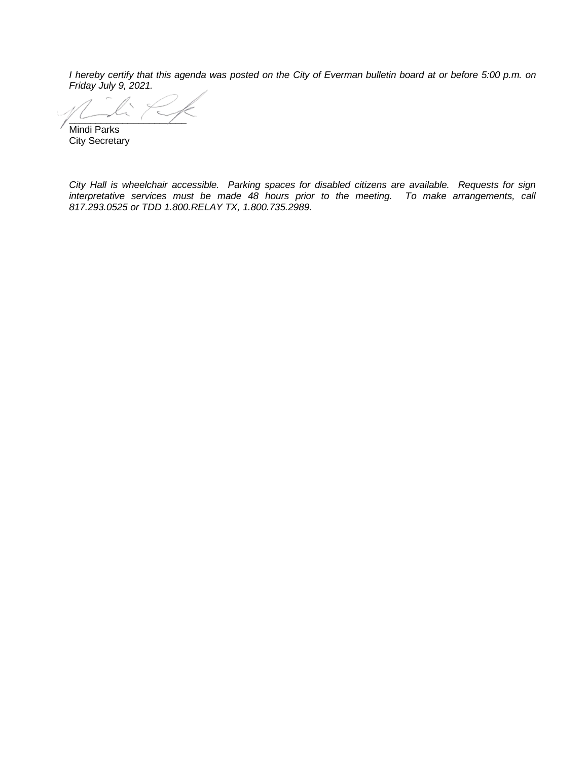*I hereby certify that this agenda was posted on the City of Everman bulletin board at or before 5:00 p.m. on Friday July 9, 2021.*

\_\_\_\_\_\_\_\_\_\_\_\_\_\_\_\_\_\_\_\_\_\_

Mindi Parks
City Secretary

*City Hall is wheelchair accessible. Parking spaces for disabled citizens are available. Requests for sign interpretative services must be made 48 hours prior to the meeting. To make arrangements, call 817.293.0525 or TDD 1.800.RELAY TX, 1.800.735.2989.*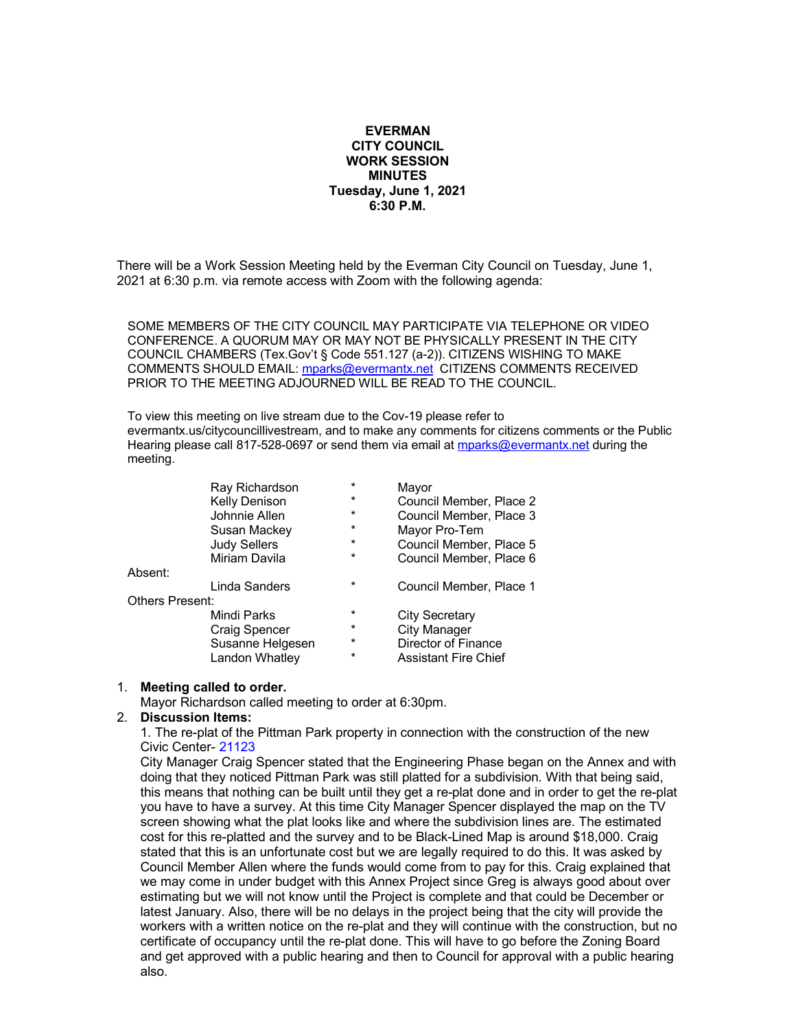**EVERMAN**
**CITY COUNCIL**
**WORK SESSION**
**MINUTES**
**Tuesday, June 1, 2021**
**6:30 P.M.**

There will be a Work Session Meeting held by the Everman City Council on Tuesday, June 1, 2021 at 6:30 p.m. via remote access with Zoom with the following agenda:

SOME MEMBERS OF THE CITY COUNCIL MAY PARTICIPATE VIA TELEPHONE OR VIDEO CONFERENCE. A QUORUM MAY OR MAY NOT BE PHYSICALLY PRESENT IN THE CITY COUNCIL CHAMBERS (Tex.Gov't § Code 551.127 (a-2)). CITIZENS WISHING TO MAKE COMMENTS SHOULD EMAIL: mparks@evermantx.net CITIZENS COMMENTS RECEIVED PRIOR TO THE MEETING ADJOURNED WILL BE READ TO THE COUNCIL.

To view this meeting on live stream due to the Cov-19 please refer to evermantx.us/citycouncillivestream, and to make any comments for citizens comments or the Public Hearing please call 817-528-0697 or send them via email at mparks@evermantx.net during the meeting.

| | | | |
|---|---|---|---|
| | Ray Richardson | * | Mayor |
| | Kelly Denison | * | Council Member, Place 2 |
| | Johnnie Allen | * | Council Member, Place 3 |
| | Susan Mackey | * | Mayor Pro-Tem |
| | Judy Sellers | * | Council Member, Place 5 |
| | Miriam Davila | * | Council Member, Place 6 |
| Absent: | | | |
| | Linda Sanders | * | Council Member, Place 1 |
| Others Present: | | | |
| | Mindi Parks | * | City Secretary |
| | Craig Spencer | * | City Manager |
| | Susanne Helgesen | * | Director of Finance |
| | Landon Whatley | * | Assistant Fire Chief |

1. **Meeting called to order.**
   Mayor Richardson called meeting to order at 6:30pm.
2. **Discussion Items:**
   1. The re-plat of the Pittman Park property in connection with the construction of the new Civic Center- 21123
   City Manager Craig Spencer stated that the Engineering Phase began on the Annex and with doing that they noticed Pittman Park was still platted for a subdivision. With that being said, this means that nothing can be built until they get a re-plat done and in order to get the re-plat you have to have a survey. At this time City Manager Spencer displayed the map on the TV screen showing what the plat looks like and where the subdivision lines are. The estimated cost for this re-platted and the survey and to be Black-Lined Map is around $18,000. Craig stated that this is an unfortunate cost but we are legally required to do this. It was asked by Council Member Allen where the funds would come from to pay for this. Craig explained that we may come in under budget with this Annex Project since Greg is always good about over estimating but we will not know until the Project is complete and that could be December or latest January. Also, there will be no delays in the project being that the city will provide the workers with a written notice on the re-plat and they will continue with the construction, but no certificate of occupancy until the re-plat done. This will have to go before the Zoning Board and get approved with a public hearing and then to Council for approval with a public hearing also.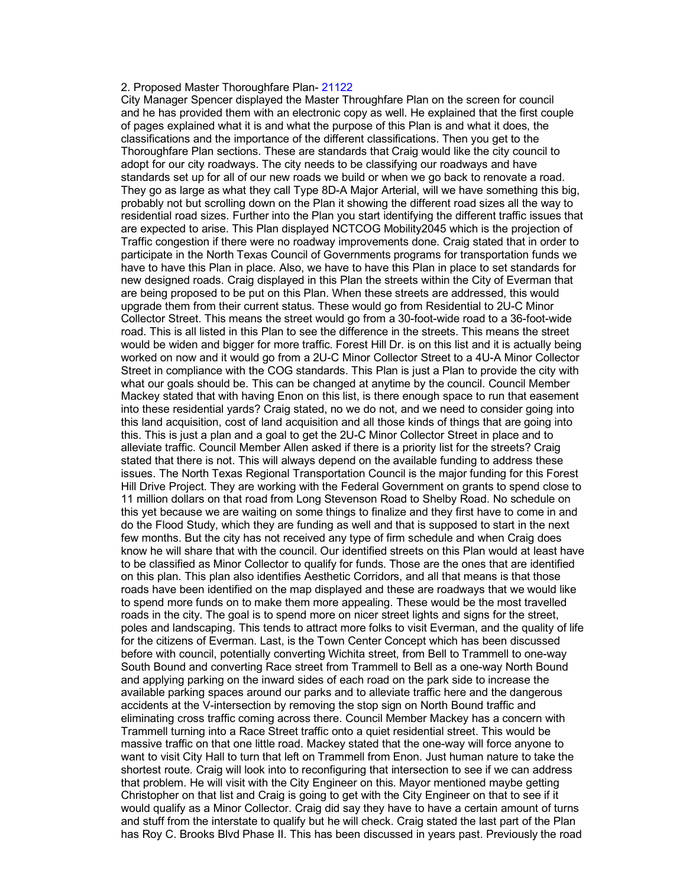2. Proposed Master Thoroughfare Plan- 21122

City Manager Spencer displayed the Master Throughfare Plan on the screen for council and he has provided them with an electronic copy as well. He explained that the first couple of pages explained what it is and what the purpose of this Plan is and what it does, the classifications and the importance of the different classifications. Then you get to the Thoroughfare Plan sections. These are standards that Craig would like the city council to adopt for our city roadways. The city needs to be classifying our roadways and have standards set up for all of our new roads we build or when we go back to renovate a road. They go as large as what they call Type 8D-A Major Arterial, will we have something this big, probably not but scrolling down on the Plan it showing the different road sizes all the way to residential road sizes. Further into the Plan you start identifying the different traffic issues that are expected to arise. This Plan displayed NCTCOG Mobility2045 which is the projection of Traffic congestion if there were no roadway improvements done. Craig stated that in order to participate in the North Texas Council of Governments programs for transportation funds we have to have this Plan in place. Also, we have to have this Plan in place to set standards for new designed roads. Craig displayed in this Plan the streets within the City of Everman that are being proposed to be put on this Plan. When these streets are addressed, this would upgrade them from their current status. These would go from Residential to 2U-C Minor Collector Street. This means the street would go from a 30-foot-wide road to a 36-foot-wide road. This is all listed in this Plan to see the difference in the streets. This means the street would be widen and bigger for more traffic. Forest Hill Dr. is on this list and it is actually being worked on now and it would go from a 2U-C Minor Collector Street to a 4U-A Minor Collector Street in compliance with the COG standards. This Plan is just a Plan to provide the city with what our goals should be. This can be changed at anytime by the council. Council Member Mackey stated that with having Enon on this list, is there enough space to run that easement into these residential yards? Craig stated, no we do not, and we need to consider going into this land acquisition, cost of land acquisition and all those kinds of things that are going into this. This is just a plan and a goal to get the 2U-C Minor Collector Street in place and to alleviate traffic. Council Member Allen asked if there is a priority list for the streets? Craig stated that there is not. This will always depend on the available funding to address these issues. The North Texas Regional Transportation Council is the major funding for this Forest Hill Drive Project. They are working with the Federal Government on grants to spend close to 11 million dollars on that road from Long Stevenson Road to Shelby Road. No schedule on this yet because we are waiting on some things to finalize and they first have to come in and do the Flood Study, which they are funding as well and that is supposed to start in the next few months. But the city has not received any type of firm schedule and when Craig does know he will share that with the council. Our identified streets on this Plan would at least have to be classified as Minor Collector to qualify for funds. Those are the ones that are identified on this plan. This plan also identifies Aesthetic Corridors, and all that means is that those roads have been identified on the map displayed and these are roadways that we would like to spend more funds on to make them more appealing. These would be the most travelled roads in the city. The goal is to spend more on nicer street lights and signs for the street, poles and landscaping. This tends to attract more folks to visit Everman, and the quality of life for the citizens of Everman. Last, is the Town Center Concept which has been discussed before with council, potentially converting Wichita street, from Bell to Trammell to one-way South Bound and converting Race street from Trammell to Bell as a one-way North Bound and applying parking on the inward sides of each road on the park side to increase the available parking spaces around our parks and to alleviate traffic here and the dangerous accidents at the V-intersection by removing the stop sign on North Bound traffic and eliminating cross traffic coming across there. Council Member Mackey has a concern with Trammell turning into a Race Street traffic onto a quiet residential street. This would be massive traffic on that one little road. Mackey stated that the one-way will force anyone to want to visit City Hall to turn that left on Trammell from Enon. Just human nature to take the shortest route. Craig will look into to reconfiguring that intersection to see if we can address that problem. He will visit with the City Engineer on this. Mayor mentioned maybe getting Christopher on that list and Craig is going to get with the City Engineer on that to see if it would qualify as a Minor Collector. Craig did say they have to have a certain amount of turns and stuff from the interstate to qualify but he will check. Craig stated the last part of the Plan has Roy C. Brooks Blvd Phase II. This has been discussed in years past. Previously the road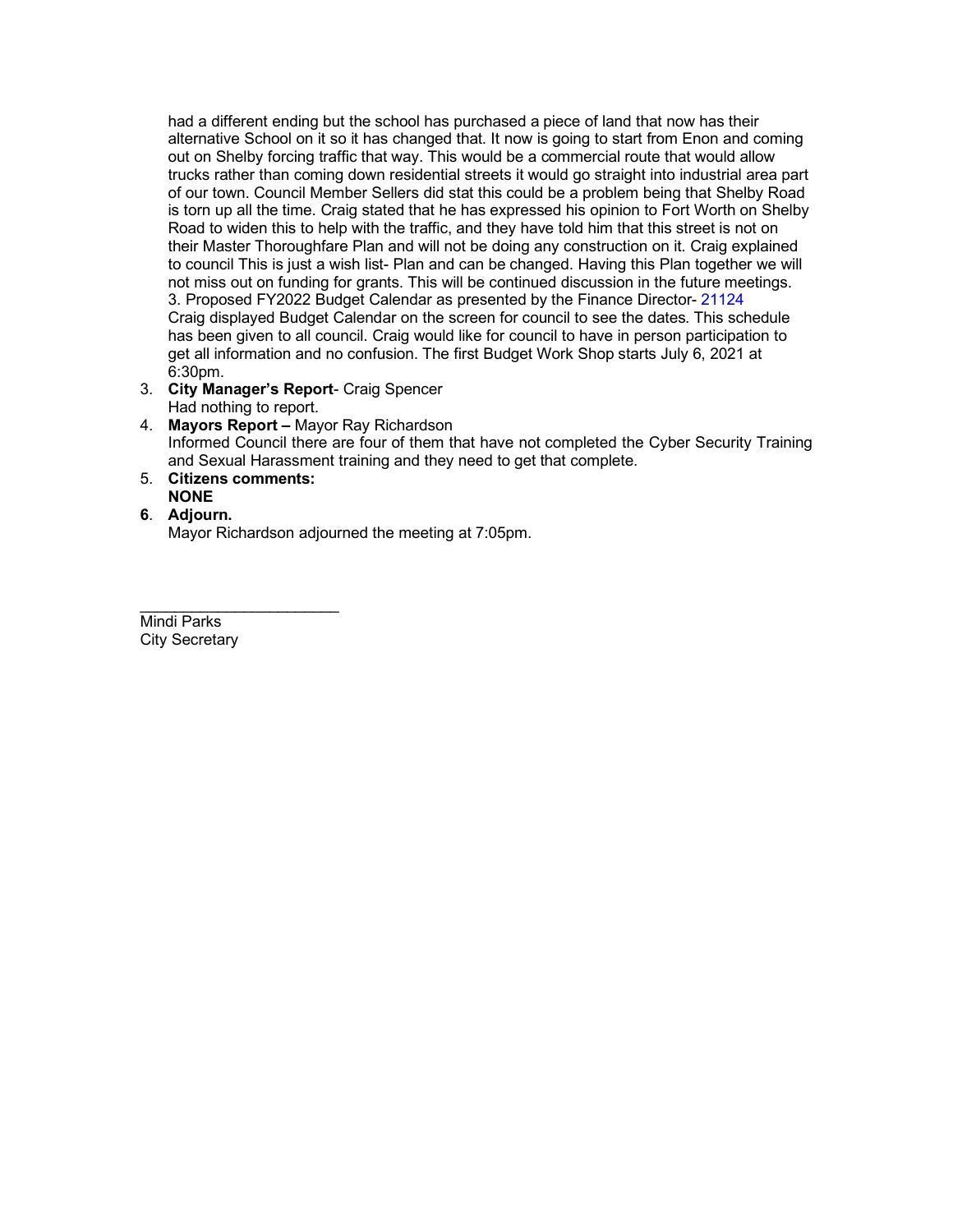had a different ending but the school has purchased a piece of land that now has their alternative School on it so it has changed that. It now is going to start from Enon and coming out on Shelby forcing traffic that way. This would be a commercial route that would allow trucks rather than coming down residential streets it would go straight into industrial area part of our town. Council Member Sellers did stat this could be a problem being that Shelby Road is torn up all the time. Craig stated that he has expressed his opinion to Fort Worth on Shelby Road to widen this to help with the traffic, and they have told him that this street is not on their Master Thoroughfare Plan and will not be doing any construction on it. Craig explained to council This is just a wish list- Plan and can be changed. Having this Plan together we will not miss out on funding for grants. This will be continued discussion in the future meetings.
3. Proposed FY2022 Budget Calendar as presented by the Finance Director- 21124
Craig displayed Budget Calendar on the screen for council to see the dates. This schedule has been given to all council. Craig would like for council to have in person participation to get all information and no confusion. The first Budget Work Shop starts July 6, 2021 at 6:30pm.

3. **City Manager's Report**- Craig Spencer
   Had nothing to report.
4. **Mayors Report –** Mayor Ray Richardson
   Informed Council there are four of them that have not completed the Cyber Security Training and Sexual Harassment training and they need to get that complete.
5. **Citizens comments:**
   **NONE**
6. **Adjourn.**
   Mayor Richardson adjourned the meeting at 7:05pm.

\_\_\_\_\_\_\_\_\_\_\_\_\_\_\_\_\_\_\_\_\_\_\_\_

Mindi Parks
City Secretary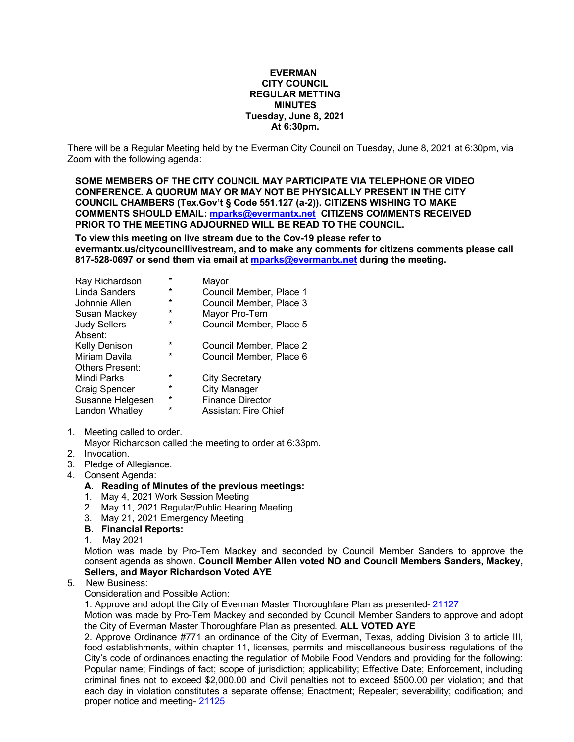**EVERMAN**
**CITY COUNCIL**
**REGULAR METTING**
**MINUTES**
**Tuesday, June 8, 2021**
**At 6:30pm.**

There will be a Regular Meeting held by the Everman City Council on Tuesday, June 8, 2021 at 6:30pm, via Zoom with the following agenda:

**SOME MEMBERS OF THE CITY COUNCIL MAY PARTICIPATE VIA TELEPHONE OR VIDEO CONFERENCE. A QUORUM MAY OR MAY NOT BE PHYSICALLY PRESENT IN THE CITY COUNCIL CHAMBERS (Tex.Gov't § Code 551.127 (a-2)). CITIZENS WISHING TO MAKE COMMENTS SHOULD EMAIL: mparks@evermantx.net CITIZENS COMMENTS RECEIVED PRIOR TO THE MEETING ADJOURNED WILL BE READ TO THE COUNCIL.**

**To view this meeting on live stream due to the Cov-19 please refer to evermantx.us/citycouncillivestream, and to make any comments for citizens comments please call 817-528-0697 or send them via email at mparks@evermantx.net during the meeting.**

| | | |
|---|---|---|
| Ray Richardson | * | Mayor |
| Linda Sanders | * | Council Member, Place 1 |
| Johnnie Allen | * | Council Member, Place 3 |
| Susan Mackey | * | Mayor Pro-Tem |
| Judy Sellers | * | Council Member, Place 5 |
| Absent: | | |
| Kelly Denison | * | Council Member, Place 2 |
| Miriam Davila | * | Council Member, Place 6 |
| Others Present: | | |
| Mindi Parks | * | City Secretary |
| Craig Spencer | * | City Manager |
| Susanne Helgesen | * | Finance Director |
| Landon Whatley | * | Assistant Fire Chief |

1. Meeting called to order.
   Mayor Richardson called the meeting to order at 6:33pm.
2. Invocation.
3. Pledge of Allegiance.
4. Consent Agenda:
   **A. Reading of Minutes of the previous meetings:**
   1. May 4, 2021 Work Session Meeting
   2. May 11, 2021 Regular/Public Hearing Meeting
   3. May 21, 2021 Emergency Meeting

   **B. Financial Reports:**
   1. May 2021

   Motion was made by Pro-Tem Mackey and seconded by Council Member Sanders to approve the consent agenda as shown. **Council Member Allen voted NO and Council Members Sanders, Mackey, Sellers, and Mayor Richardson Voted AYE**
5. New Business:
   Consideration and Possible Action:
   1. Approve and adopt the City of Everman Master Thoroughfare Plan as presented- 21127
   Motion was made by Pro-Tem Mackey and seconded by Council Member Sanders to approve and adopt the City of Everman Master Thoroughfare Plan as presented. **ALL VOTED AYE**
   2. Approve Ordinance #771 an ordinance of the City of Everman, Texas, adding Division 3 to article III, food establishments, within chapter 11, licenses, permits and miscellaneous business regulations of the City's code of ordinances enacting the regulation of Mobile Food Vendors and providing for the following: Popular name; Findings of fact; scope of jurisdiction; applicability; Effective Date; Enforcement, including criminal fines not to exceed $2,000.00 and Civil penalties not to exceed $500.00 per violation; and that each day in violation constitutes a separate offense; Enactment; Repealer; severability; codification; and proper notice and meeting- 21125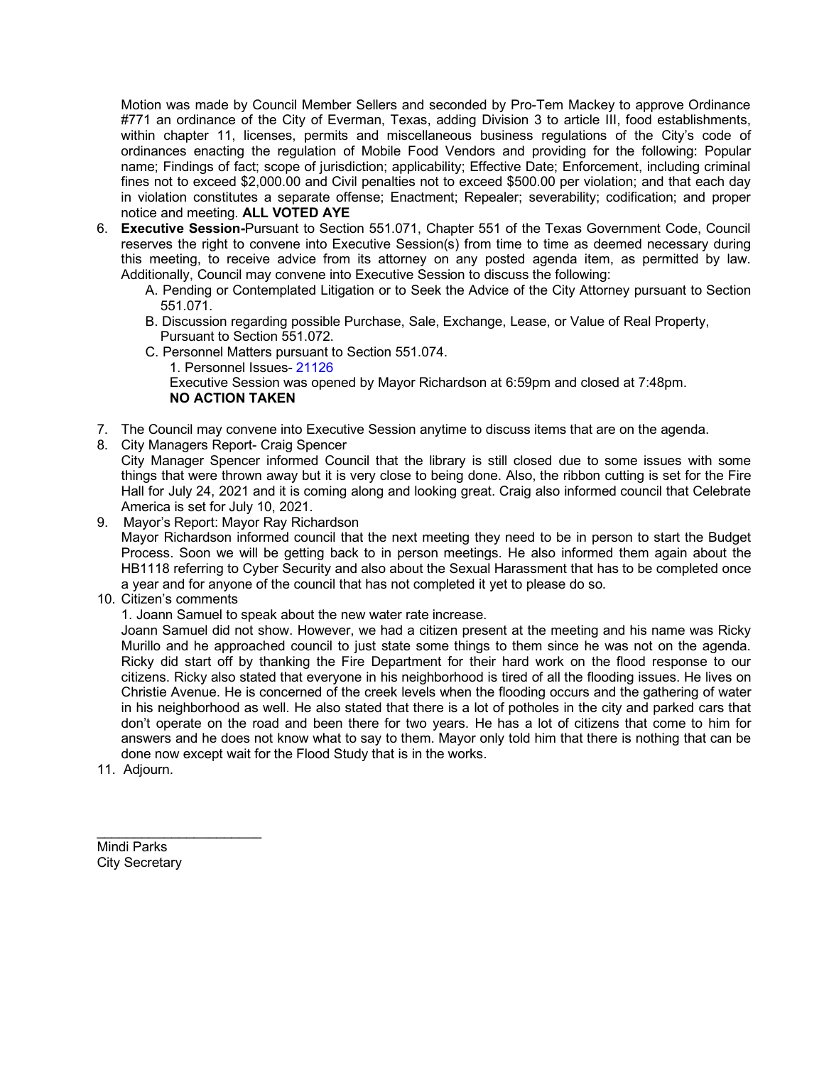Motion was made by Council Member Sellers and seconded by Pro-Tem Mackey to approve Ordinance #771 an ordinance of the City of Everman, Texas, adding Division 3 to article III, food establishments, within chapter 11, licenses, permits and miscellaneous business regulations of the City's code of ordinances enacting the regulation of Mobile Food Vendors and providing for the following: Popular name; Findings of fact; scope of jurisdiction; applicability; Effective Date; Enforcement, including criminal fines not to exceed $2,000.00 and Civil penalties not to exceed $500.00 per violation; and that each day in violation constitutes a separate offense; Enactment; Repealer; severability; codification; and proper notice and meeting. **ALL VOTED AYE**

6. **Executive Session-**Pursuant to Section 551.071, Chapter 551 of the Texas Government Code, Council reserves the right to convene into Executive Session(s) from time to time as deemed necessary during this meeting, to receive advice from its attorney on any posted agenda item, as permitted by law. Additionally, Council may convene into Executive Session to discuss the following:
   - A. Pending or Contemplated Litigation or to Seek the Advice of the City Attorney pursuant to Section 551.071.
   - B. Discussion regarding possible Purchase, Sale, Exchange, Lease, or Value of Real Property, Pursuant to Section 551.072.
   - C. Personnel Matters pursuant to Section 551.074.
     1. Personnel Issues- 21126

     Executive Session was opened by Mayor Richardson at 6:59pm and closed at 7:48pm.
     **NO ACTION TAKEN**

7. The Council may convene into Executive Session anytime to discuss items that are on the agenda.
8. City Managers Report- Craig Spencer
   City Manager Spencer informed Council that the library is still closed due to some issues with some things that were thrown away but it is very close to being done. Also, the ribbon cutting is set for the Fire Hall for July 24, 2021 and it is coming along and looking great. Craig also informed council that Celebrate America is set for July 10, 2021.
9. Mayor's Report: Mayor Ray Richardson
   Mayor Richardson informed council that the next meeting they need to be in person to start the Budget Process. Soon we will be getting back to in person meetings. He also informed them again about the HB1118 referring to Cyber Security and also about the Sexual Harassment that has to be completed once a year and for anyone of the council that has not completed it yet to please do so.
10. Citizen's comments
    1. Joann Samuel to speak about the new water rate increase.

    Joann Samuel did not show. However, we had a citizen present at the meeting and his name was Ricky Murillo and he approached council to just state some things to them since he was not on the agenda. Ricky did start off by thanking the Fire Department for their hard work on the flood response to our citizens. Ricky also stated that everyone in his neighborhood is tired of all the flooding issues. He lives on Christie Avenue. He is concerned of the creek levels when the flooding occurs and the gathering of water in his neighborhood as well. He also stated that there is a lot of potholes in the city and parked cars that don't operate on the road and been there for two years. He has a lot of citizens that come to him for answers and he does not know what to say to them. Mayor only told him that there is nothing that can be done now except wait for the Flood Study that is in the works.
11. Adjourn.

______________________

Mindi Parks
City Secretary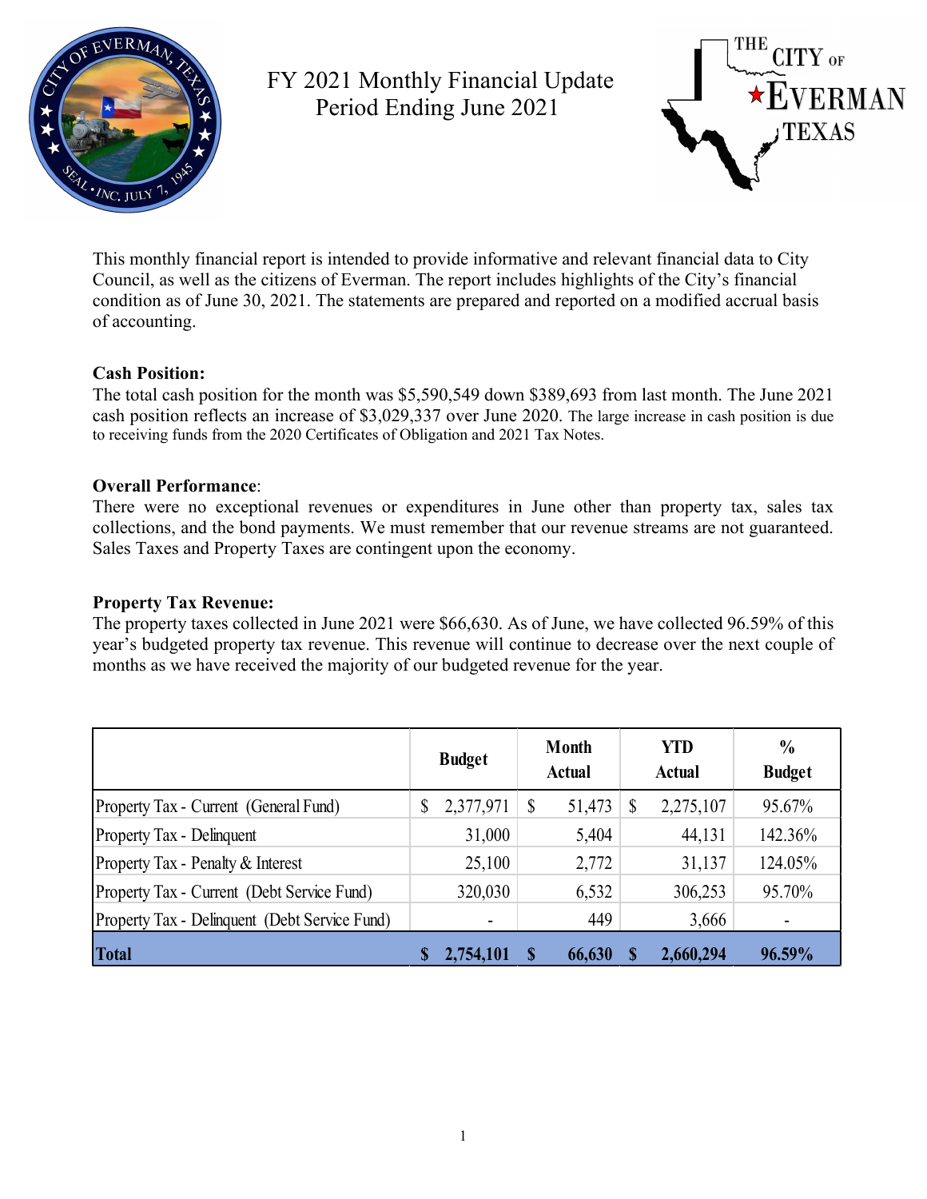# FY 2021 Monthly Financial Update
## Period Ending June 2021

THE CITY OF EVERMAN TEXAS

This monthly financial report is intended to provide informative and relevant financial data to City Council, as well as the citizens of Everman. The report includes highlights of the City's financial condition as of June 30, 2021. The statements are prepared and reported on a modified accrual basis of accounting.

**Cash Position:**

The total cash position for the month was $5,590,549 down $389,693 from last month. The June 2021 cash position reflects an increase of $3,029,337 over June 2020. The large increase in cash position is due to receiving funds from the 2020 Certificates of Obligation and 2021 Tax Notes.

**Overall Performance**:

There were no exceptional revenues or expenditures in June other than property tax, sales tax collections, and the bond payments. We must remember that our revenue streams are not guaranteed. Sales Taxes and Property Taxes are contingent upon the economy.

**Property Tax Revenue:**

The property taxes collected in June 2021 were $66,630. As of June, we have collected 96.59% of this year's budgeted property tax revenue. This revenue will continue to decrease over the next couple of months as we have received the majority of our budgeted revenue for the year.

| | Budget | Month Actual | YTD Actual | % Budget |
|---|---|---|---|---|
| Property Tax - Current (General Fund) | $ 2,377,971 | $ 51,473 | $ 2,275,107 | 95.67% |
| Property Tax - Delinquent | 31,000 | 5,404 | 44,131 | 142.36% |
| Property Tax - Penalty & Interest | 25,100 | 2,772 | 31,137 | 124.05% |
| Property Tax - Current (Debt Service Fund) | 320,030 | 6,532 | 306,253 | 95.70% |
| Property Tax - Delinquent (Debt Service Fund) | - | 449 | 3,666 | - |
| **Total** | **$ 2,754,101** | **$ 66,630** | **$ 2,660,294** | **96.59%** |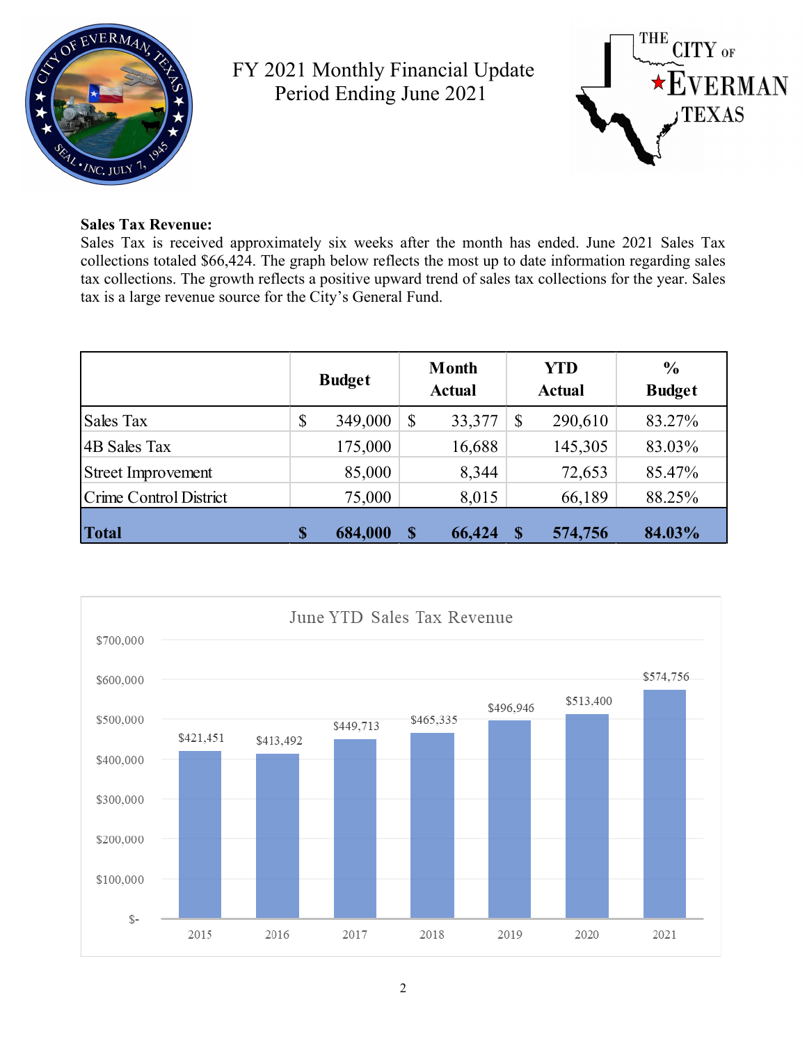# FY 2021 Monthly Financial Update
## Period Ending June 2021

**Sales Tax Revenue:**
Sales Tax is received approximately six weeks after the month has ended. June 2021 Sales Tax collections totaled $66,424. The graph below reflects the most up to date information regarding sales tax collections. The growth reflects a positive upward trend of sales tax collections for the year. Sales tax is a large revenue source for the City's General Fund.

| | Budget | Month Actual | YTD Actual | % Budget |
|---|---|---|---|---|
| Sales Tax | $ 349,000 | $ 33,377 | $ 290,610 | 83.27% |
| 4B Sales Tax | 175,000 | 16,688 | 145,305 | 83.03% |
| Street Improvement | 85,000 | 8,344 | 72,653 | 85.47% |
| Crime Control District | 75,000 | 8,015 | 66,189 | 88.25% |
| **Total** | **$ 684,000** | **$ 66,424** | **$ 574,756** | **84.03%** |

**June YTD Sales Tax Revenue**

| Year | June YTD Sales Tax Revenue |
|---|---|
| 2015 | $421,451 |
| 2016 | $413,492 |
| 2017 | $449,713 |
| 2018 | $465,335 |
| 2019 | $496,946 |
| 2020 | $513,400 |
| 2021 | $574,756 |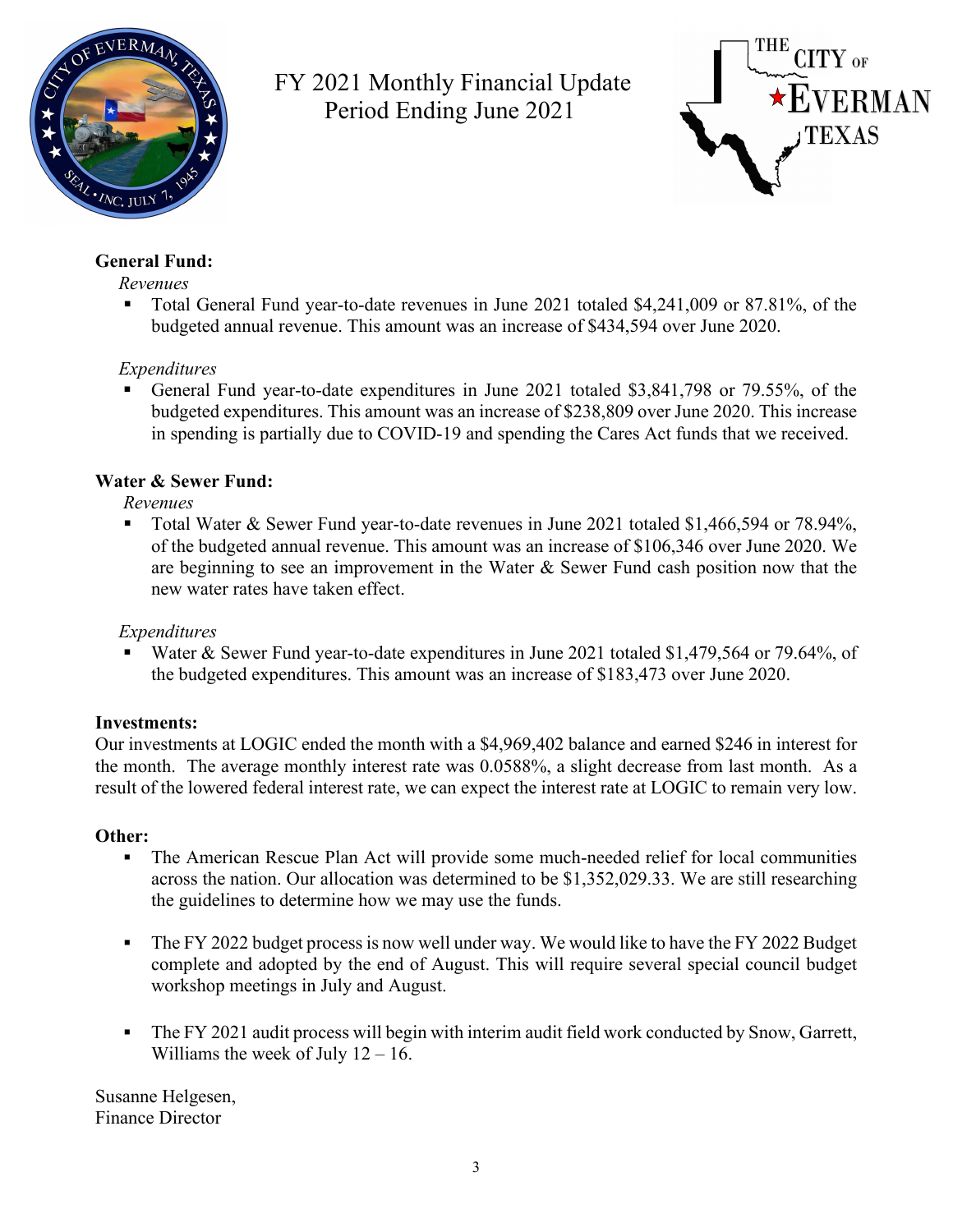# FY 2021 Monthly Financial Update
## Period Ending June 2021

THE CITY OF EVERMAN TEXAS

**General Fund:**

*Revenues*

- Total General Fund year-to-date revenues in June 2021 totaled $4,241,009 or 87.81%, of the budgeted annual revenue. This amount was an increase of $434,594 over June 2020.

*Expenditures*

- General Fund year-to-date expenditures in June 2021 totaled $3,841,798 or 79.55%, of the budgeted expenditures. This amount was an increase of $238,809 over June 2020. This increase in spending is partially due to COVID-19 and spending the Cares Act funds that we received.

**Water & Sewer Fund:**

*Revenues*

- Total Water & Sewer Fund year-to-date revenues in June 2021 totaled $1,466,594 or 78.94%, of the budgeted annual revenue. This amount was an increase of $106,346 over June 2020. We are beginning to see an improvement in the Water & Sewer Fund cash position now that the new water rates have taken effect.

*Expenditures*

- Water & Sewer Fund year-to-date expenditures in June 2021 totaled $1,479,564 or 79.64%, of the budgeted expenditures. This amount was an increase of $183,473 over June 2020.

**Investments:**

Our investments at LOGIC ended the month with a $4,969,402 balance and earned $246 in interest for the month. The average monthly interest rate was 0.0588%, a slight decrease from last month. As a result of the lowered federal interest rate, we can expect the interest rate at LOGIC to remain very low.

**Other:**

- The American Rescue Plan Act will provide some much-needed relief for local communities across the nation. Our allocation was determined to be $1,352,029.33. We are still researching the guidelines to determine how we may use the funds.

- The FY 2022 budget process is now well under way. We would like to have the FY 2022 Budget complete and adopted by the end of August. This will require several special council budget workshop meetings in July and August.

- The FY 2021 audit process will begin with interim audit field work conducted by Snow, Garrett, Williams the week of July 12 – 16.

Susanne Helgesen,
Finance Director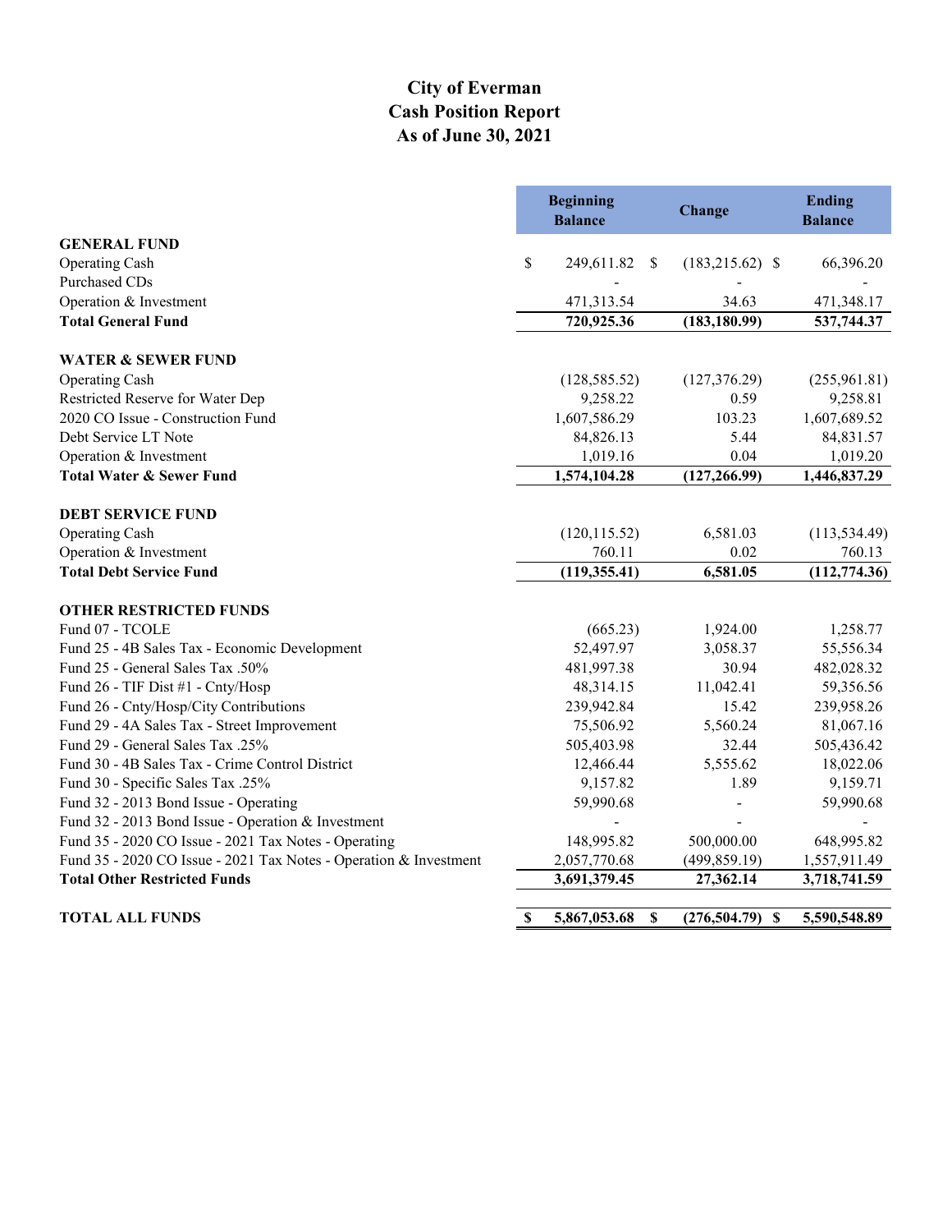# City of Everman
# Cash Position Report
# As of June 30, 2021

| | Beginning Balance | Change | Ending Balance |
|---|---|---|---|
| **GENERAL FUND** | | | |
| Operating Cash | $ 249,611.82 | $ (183,215.62) | $ 66,396.20 |
| Purchased CDs | - | - | - |
| Operation & Investment | 471,313.54 | 34.63 | 471,348.17 |
| **Total General Fund** | **720,925.36** | **(183,180.99)** | **537,744.37** |
| **WATER & SEWER FUND** | | | |
| Operating Cash | (128,585.52) | (127,376.29) | (255,961.81) |
| Restricted Reserve for Water Dep | 9,258.22 | 0.59 | 9,258.81 |
| 2020 CO Issue - Construction Fund | 1,607,586.29 | 103.23 | 1,607,689.52 |
| Debt Service LT Note | 84,826.13 | 5.44 | 84,831.57 |
| Operation & Investment | 1,019.16 | 0.04 | 1,019.20 |
| **Total Water & Sewer Fund** | **1,574,104.28** | **(127,266.99)** | **1,446,837.29** |
| **DEBT SERVICE FUND** | | | |
| Operating Cash | (120,115.52) | 6,581.03 | (113,534.49) |
| Operation & Investment | 760.11 | 0.02 | 760.13 |
| **Total Debt Service Fund** | **(119,355.41)** | **6,581.05** | **(112,774.36)** |
| **OTHER RESTRICTED FUNDS** | | | |
| Fund 07 - TCOLE | (665.23) | 1,924.00 | 1,258.77 |
| Fund 25 - 4B Sales Tax - Economic Development | 52,497.97 | 3,058.37 | 55,556.34 |
| Fund 25 - General Sales Tax .50% | 481,997.38 | 30.94 | 482,028.32 |
| Fund 26 - TIF Dist #1 - Cnty/Hosp | 48,314.15 | 11,042.41 | 59,356.56 |
| Fund 26 - Cnty/Hosp/City Contributions | 239,942.84 | 15.42 | 239,958.26 |
| Fund 29 - 4A Sales Tax - Street Improvement | 75,506.92 | 5,560.24 | 81,067.16 |
| Fund 29 - General Sales Tax .25% | 505,403.98 | 32.44 | 505,436.42 |
| Fund 30 - 4B Sales Tax - Crime Control District | 12,466.44 | 5,555.62 | 18,022.06 |
| Fund 30 - Specific Sales Tax .25% | 9,157.82 | 1.89 | 9,159.71 |
| Fund 32 - 2013 Bond Issue - Operating | 59,990.68 | - | 59,990.68 |
| Fund 32 - 2013 Bond Issue - Operation & Investment | - | - | - |
| Fund 35 - 2020 CO Issue - 2021 Tax Notes - Operating | 148,995.82 | 500,000.00 | 648,995.82 |
| Fund 35 - 2020 CO Issue - 2021 Tax Notes - Operation & Investment | 2,057,770.68 | (499,859.19) | 1,557,911.49 |
| **Total Other Restricted Funds** | **3,691,379.45** | **27,362.14** | **3,718,741.59** |
| **TOTAL ALL FUNDS** | **$ 5,867,053.68** | **$ (276,504.79)** | **$ 5,590,548.89** |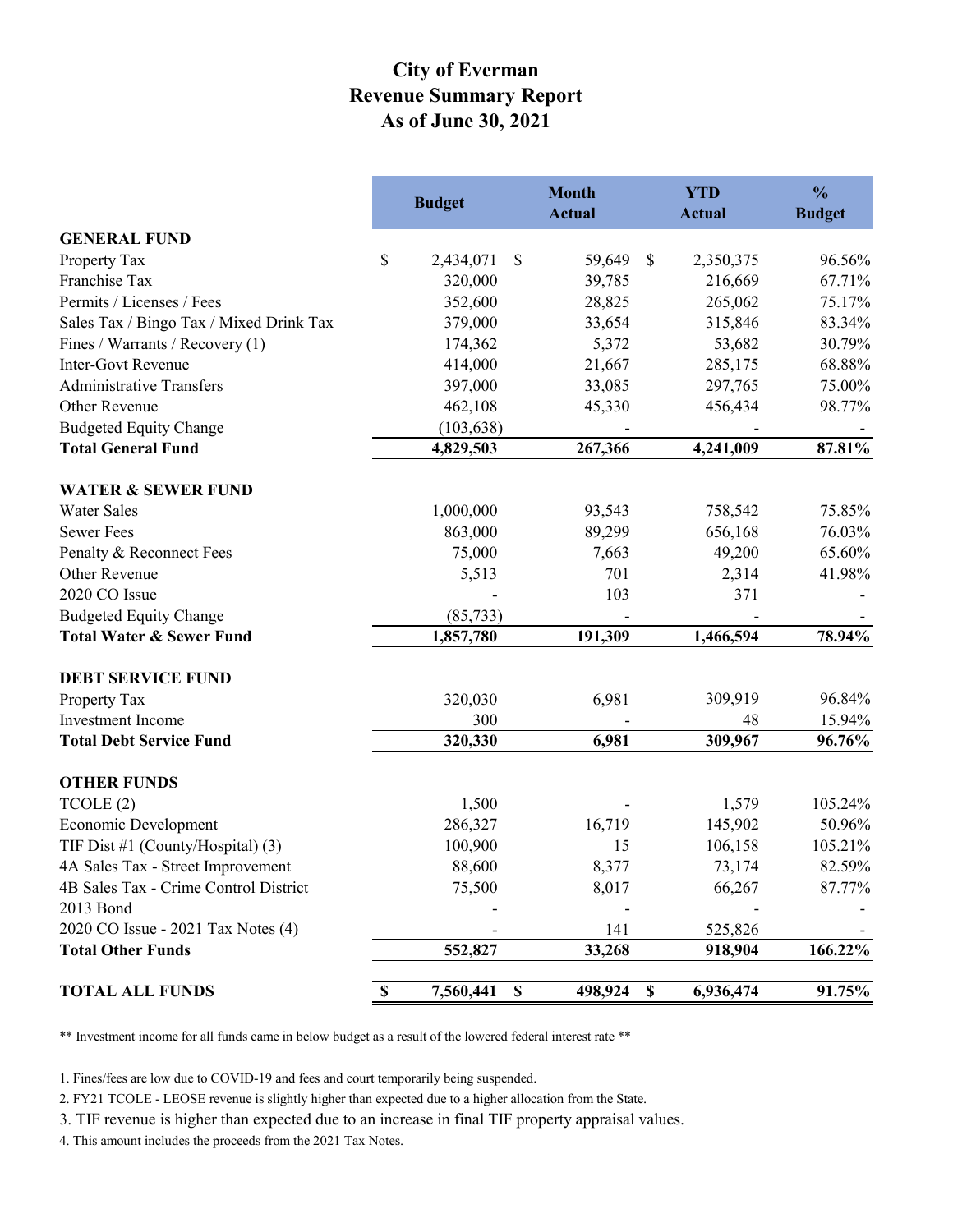# City of Everman
## Revenue Summary Report
## As of June 30, 2021

| | Budget | Month Actual | YTD Actual | % Budget |
|---|---|---|---|---|
| **GENERAL FUND** | | | | |
| Property Tax | $ 2,434,071 | $ 59,649 | $ 2,350,375 | 96.56% |
| Franchise Tax | 320,000 | 39,785 | 216,669 | 67.71% |
| Permits / Licenses / Fees | 352,600 | 28,825 | 265,062 | 75.17% |
| Sales Tax / Bingo Tax / Mixed Drink Tax | 379,000 | 33,654 | 315,846 | 83.34% |
| Fines / Warrants / Recovery (1) | 174,362 | 5,372 | 53,682 | 30.79% |
| Inter-Govt Revenue | 414,000 | 21,667 | 285,175 | 68.88% |
| Administrative Transfers | 397,000 | 33,085 | 297,765 | 75.00% |
| Other Revenue | 462,108 | 45,330 | 456,434 | 98.77% |
| Budgeted Equity Change | (103,638) | - | - | - |
| **Total General Fund** | **4,829,503** | **267,366** | **4,241,009** | **87.81%** |
| **WATER & SEWER FUND** | | | | |
| Water Sales | 1,000,000 | 93,543 | 758,542 | 75.85% |
| Sewer Fees | 863,000 | 89,299 | 656,168 | 76.03% |
| Penalty & Reconnect Fees | 75,000 | 7,663 | 49,200 | 65.60% |
| Other Revenue | 5,513 | 701 | 2,314 | 41.98% |
| 2020 CO Issue | - | 103 | 371 | - |
| Budgeted Equity Change | (85,733) | - | - | - |
| **Total Water & Sewer Fund** | **1,857,780** | **191,309** | **1,466,594** | **78.94%** |
| **DEBT SERVICE FUND** | | | | |
| Property Tax | 320,030 | 6,981 | 309,919 | 96.84% |
| Investment Income | 300 | - | 48 | 15.94% |
| **Total Debt Service Fund** | **320,330** | **6,981** | **309,967** | **96.76%** |
| **OTHER FUNDS** | | | | |
| TCOLE (2) | 1,500 | - | 1,579 | 105.24% |
| Economic Development | 286,327 | 16,719 | 145,902 | 50.96% |
| TIF Dist #1 (County/Hospital) (3) | 100,900 | 15 | 106,158 | 105.21% |
| 4A Sales Tax - Street Improvement | 88,600 | 8,377 | 73,174 | 82.59% |
| 4B Sales Tax - Crime Control District | 75,500 | 8,017 | 66,267 | 87.77% |
| 2013 Bond | - | - | - | - |
| 2020 CO Issue - 2021 Tax Notes (4) | - | 141 | 525,826 | - |
| **Total Other Funds** | **552,827** | **33,268** | **918,904** | **166.22%** |
| **TOTAL ALL FUNDS** | **$ 7,560,441** | **$ 498,924** | **$ 6,936,474** | **91.75%** |

** Investment income for all funds came in below budget as a result of the lowered federal interest rate **

1. Fines/fees are low due to COVID-19 and fees and court temporarily being suspended.
2. FY21 TCOLE - LEOSE revenue is slightly higher than expected due to a higher allocation from the State.
3. TIF revenue is higher than expected due to an increase in final TIF property appraisal values.
4. This amount includes the proceeds from the 2021 Tax Notes.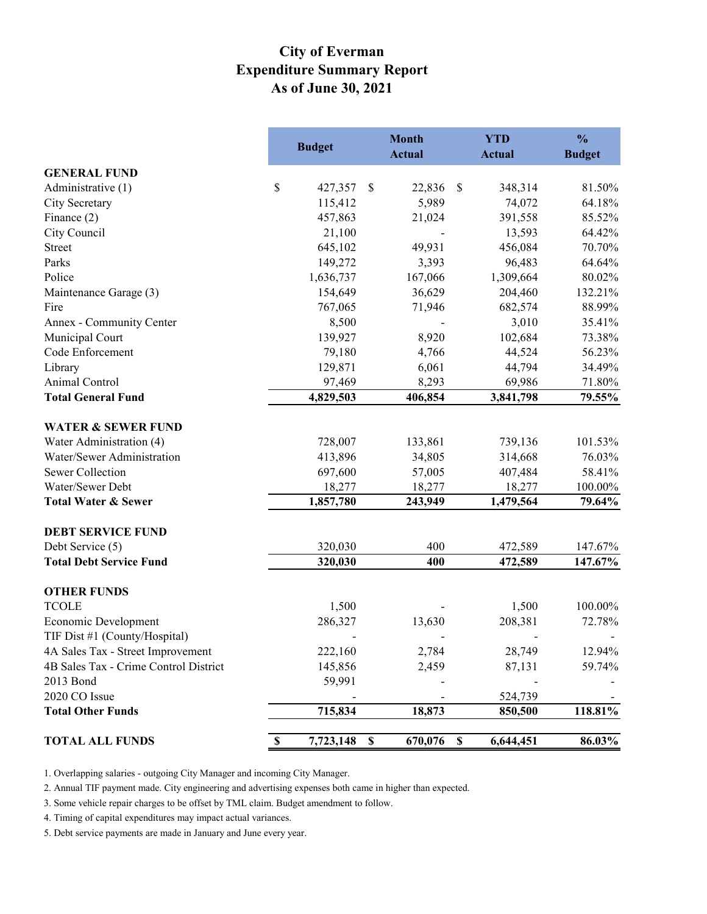# City of Everman
## Expenditure Summary Report
## As of June 30, 2021

| | Budget | Month Actual | YTD Actual | % Budget |
|---|---|---|---|---|
| **GENERAL FUND** | | | | |
| Administrative (1) | $ 427,357 | $ 22,836 | $ 348,314 | 81.50% |
| City Secretary | 115,412 | 5,989 | 74,072 | 64.18% |
| Finance (2) | 457,863 | 21,024 | 391,558 | 85.52% |
| City Council | 21,100 | - | 13,593 | 64.42% |
| Street | 645,102 | 49,931 | 456,084 | 70.70% |
| Parks | 149,272 | 3,393 | 96,483 | 64.64% |
| Police | 1,636,737 | 167,066 | 1,309,664 | 80.02% |
| Maintenance Garage (3) | 154,649 | 36,629 | 204,460 | 132.21% |
| Fire | 767,065 | 71,946 | 682,574 | 88.99% |
| Annex - Community Center | 8,500 | - | 3,010 | 35.41% |
| Municipal Court | 139,927 | 8,920 | 102,684 | 73.38% |
| Code Enforcement | 79,180 | 4,766 | 44,524 | 56.23% |
| Library | 129,871 | 6,061 | 44,794 | 34.49% |
| Animal Control | 97,469 | 8,293 | 69,986 | 71.80% |
| **Total General Fund** | **4,829,503** | **406,854** | **3,841,798** | **79.55%** |
| **WATER & SEWER FUND** | | | | |
| Water Administration (4) | 728,007 | 133,861 | 739,136 | 101.53% |
| Water/Sewer Administration | 413,896 | 34,805 | 314,668 | 76.03% |
| Sewer Collection | 697,600 | 57,005 | 407,484 | 58.41% |
| Water/Sewer Debt | 18,277 | 18,277 | 18,277 | 100.00% |
| **Total Water & Sewer** | **1,857,780** | **243,949** | **1,479,564** | **79.64%** |
| **DEBT SERVICE FUND** | | | | |
| Debt Service (5) | 320,030 | 400 | 472,589 | 147.67% |
| **Total Debt Service Fund** | **320,030** | **400** | **472,589** | **147.67%** |
| **OTHER FUNDS** | | | | |
| TCOLE | 1,500 | - | 1,500 | 100.00% |
| Economic Development | 286,327 | 13,630 | 208,381 | 72.78% |
| TIF Dist #1 (County/Hospital) | - | - | - | - |
| 4A Sales Tax - Street Improvement | 222,160 | 2,784 | 28,749 | 12.94% |
| 4B Sales Tax - Crime Control District | 145,856 | 2,459 | 87,131 | 59.74% |
| 2013 Bond | 59,991 | - | - | - |
| 2020 CO Issue | - | - | 524,739 | - |
| **Total Other Funds** | **715,834** | **18,873** | **850,500** | **118.81%** |
| **TOTAL ALL FUNDS** | **$ 7,723,148** | **$ 670,076** | **$ 6,644,451** | **86.03%** |

1. Overlapping salaries - outgoing City Manager and incoming City Manager.
2. Annual TIF payment made. City engineering and advertising expenses both came in higher than expected.
3. Some vehicle repair charges to be offset by TML claim. Budget amendment to follow.
4. Timing of capital expenditures may impact actual variances.
5. Debt service payments are made in January and June every year.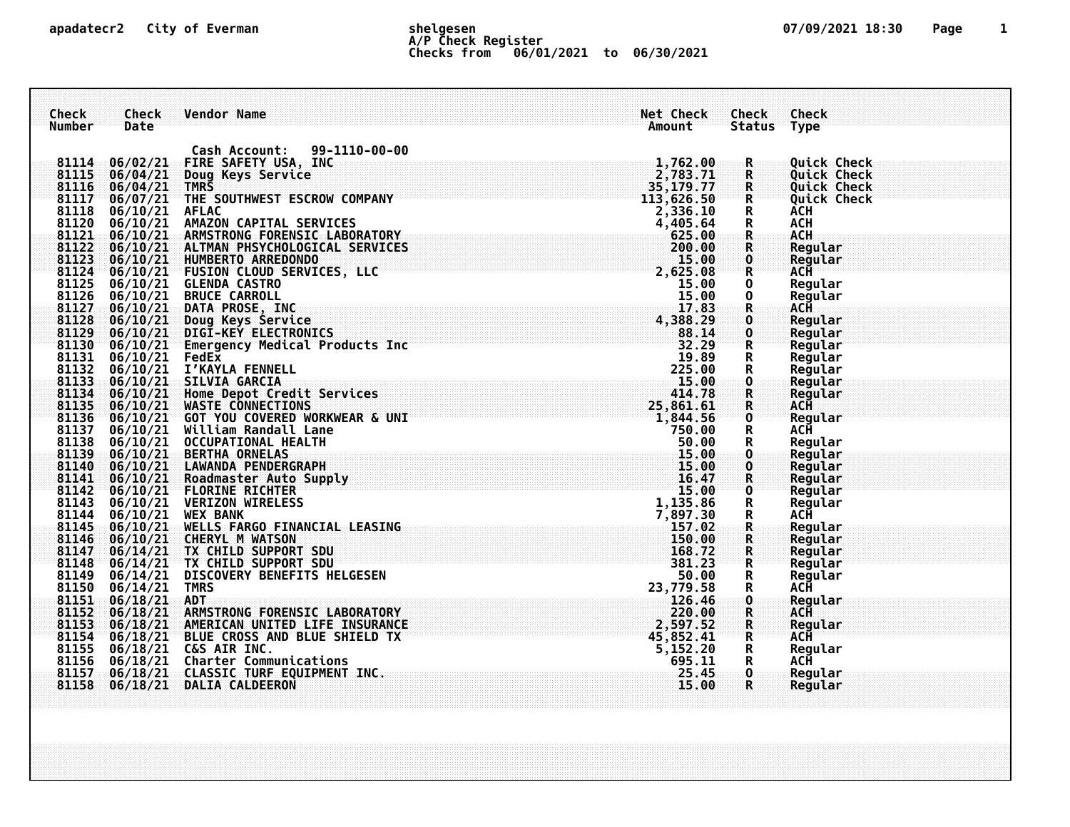# City of Everman

## A/P Check Register

Checks from 06/01/2021 to 06/30/2021

| Check Number | Check Date | Vendor Name | Net Check Amount | Check Status | Check Type |
|---|---|---|---|---|---|
| | | Cash Account: 99-1110-00-00 | | | |
| 81114 | 06/02/21 | FIRE SAFETY USA, INC | 1,762.00 | R | Quick Check |
| 81115 | 06/04/21 | Doug Keys Service | 2,783.71 | R | Quick Check |
| 81116 | 06/04/21 | TMRS | 35,179.77 | R | Quick Check |
| 81117 | 06/07/21 | THE SOUTHWEST ESCROW COMPANY | 113,626.50 | R | Quick Check |
| 81118 | 06/10/21 | AFLAC | 2,336.10 | R | ACH |
| 81120 | 06/10/21 | AMAZON CAPITAL SERVICES | 4,405.64 | R | ACH |
| 81121 | 06/10/21 | ARMSTRONG FORENSIC LABORATORY | 625.00 | R | ACH |
| 81122 | 06/10/21 | ALTMAN PHSYCHOLOGICAL SERVICES | 200.00 | R | Regular |
| 81123 | 06/10/21 | HUMBERTO ARREDONDO | 15.00 | O | Regular |
| 81124 | 06/10/21 | FUSION CLOUD SERVICES, LLC | 2,625.08 | R | ACH |
| 81125 | 06/10/21 | GLENDA CASTRO | 15.00 | O | Regular |
| 81126 | 06/10/21 | BRUCE CARROLL | 15.00 | O | Regular |
| 81127 | 06/10/21 | DATA PROSE, INC | 17.83 | R | ACH |
| 81128 | 06/10/21 | Doug Keys Service | 4,388.29 | O | Regular |
| 81129 | 06/10/21 | DIGI-KEY ELECTRONICS | 88.14 | O | Regular |
| 81130 | 06/10/21 | Emergency Medical Products Inc | 32.29 | R | Regular |
| 81131 | 06/10/21 | FedEx | 19.89 | R | Regular |
| 81132 | 06/10/21 | I'KAYLA FENNELL | 225.00 | R | Regular |
| 81133 | 06/10/21 | SILVIA GARCIA | 15.00 | O | Regular |
| 81134 | 06/10/21 | Home Depot Credit Services | 414.78 | R | Regular |
| 81135 | 06/10/21 | WASTE CONNECTIONS | 25,861.61 | R | ACH |
| 81136 | 06/10/21 | GOT YOU COVERED WORKWEAR & UNI | 1,844.56 | O | Regular |
| 81137 | 06/10/21 | William Randall Lane | 750.00 | R | ACH |
| 81138 | 06/10/21 | OCCUPATIONAL HEALTH | 50.00 | R | Regular |
| 81139 | 06/10/21 | BERTHA ORNELAS | 15.00 | O | Regular |
| 81140 | 06/10/21 | LAWANDA PENDERGRAPH | 15.00 | O | Regular |
| 81141 | 06/10/21 | Roadmaster Auto Supply | 16.47 | R | Regular |
| 81142 | 06/10/21 | FLORINE RICHTER | 15.00 | O | Regular |
| 81143 | 06/10/21 | VERIZON WIRELESS | 1,135.86 | R | Regular |
| 81144 | 06/10/21 | WEX BANK | 7,897.30 | R | ACH |
| 81145 | 06/10/21 | WELLS FARGO FINANCIAL LEASING | 157.02 | R | Regular |
| 81146 | 06/10/21 | CHERYL M WATSON | 150.00 | R | Regular |
| 81147 | 06/14/21 | TX CHILD SUPPORT SDU | 168.72 | R | Regular |
| 81148 | 06/14/21 | TX CHILD SUPPORT SDU | 381.23 | R | Regular |
| 81149 | 06/14/21 | DISCOVERY BENEFITS HELGESEN | 50.00 | R | Regular |
| 81150 | 06/14/21 | TMRS | 23,779.58 | R | ACH |
| 81151 | 06/18/21 | ADT | 126.46 | O | Regular |
| 81152 | 06/18/21 | ARMSTRONG FORENSIC LABORATORY | 220.00 | R | ACH |
| 81153 | 06/18/21 | AMERICAN UNITED LIFE INSURANCE | 2,597.52 | R | Regular |
| 81154 | 06/18/21 | BLUE CROSS AND BLUE SHIELD TX | 45,852.41 | R | ACH |
| 81155 | 06/18/21 | C&S AIR INC. | 5,152.20 | R | Regular |
| 81156 | 06/18/21 | Charter Communications | 695.11 | R | ACH |
| 81157 | 06/18/21 | CLASSIC TURF EQUIPMENT INC. | 25.45 | O | Regular |
| 81158 | 06/18/21 | DALIA CALDEERON | 15.00 | R | Regular |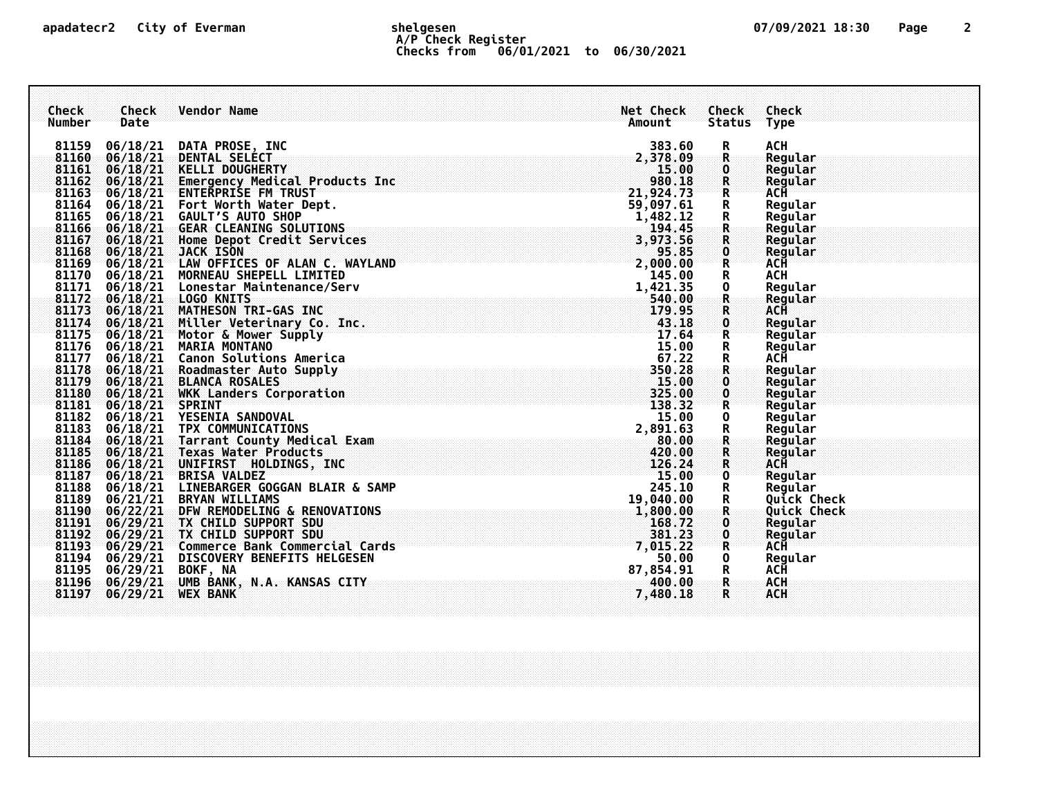apadatecr2 City of Everman shelgesen

A/P Check Register
Checks from 06/01/2021 to 06/30/2021

| Check Number | Check Date | Vendor Name | Net Check Amount | Check Status | Check Type |
|---|---|---|---|---|---|
| 81159 | 06/18/21 | DATA PROSE, INC | 383.60 | R | ACH |
| 81160 | 06/18/21 | DENTAL SELECT | 2,378.09 | R | Regular |
| 81161 | 06/18/21 | KELLI DOUGHERTY | 15.00 | O | Regular |
| 81162 | 06/18/21 | Emergency Medical Products Inc | 980.18 | R | Regular |
| 81163 | 06/18/21 | ENTERPRISE FM TRUST | 21,924.73 | R | ACH |
| 81164 | 06/18/21 | Fort Worth Water Dept. | 59,097.61 | R | Regular |
| 81165 | 06/18/21 | GAULT'S AUTO SHOP | 1,482.12 | R | Regular |
| 81166 | 06/18/21 | GEAR CLEANING SOLUTIONS | 194.45 | R | Regular |
| 81167 | 06/18/21 | Home Depot Credit Services | 3,973.56 | R | Regular |
| 81168 | 06/18/21 | JACK ISON | 95.85 | O | Regular |
| 81169 | 06/18/21 | LAW OFFICES OF ALAN C. WAYLAND | 2,000.00 | R | ACH |
| 81170 | 06/18/21 | MORNEAU SHEPELL LIMITED | 145.00 | R | ACH |
| 81171 | 06/18/21 | Lonestar Maintenance/Serv | 1,421.35 | O | Regular |
| 81172 | 06/18/21 | LOGO KNITS | 540.00 | R | Regular |
| 81173 | 06/18/21 | MATHESON TRI-GAS INC | 179.95 | R | ACH |
| 81174 | 06/18/21 | Miller Veterinary Co. Inc. | 43.18 | O | Regular |
| 81175 | 06/18/21 | Motor & Mower Supply | 17.64 | R | Regular |
| 81176 | 06/18/21 | MARIA MONTANO | 15.00 | R | Regular |
| 81177 | 06/18/21 | Canon Solutions America | 67.22 | R | ACH |
| 81178 | 06/18/21 | Roadmaster Auto Supply | 350.28 | R | Regular |
| 81179 | 06/18/21 | BLANCA ROSALES | 15.00 | O | Regular |
| 81180 | 06/18/21 | WKK Landers Corporation | 325.00 | O | Regular |
| 81181 | 06/18/21 | SPRINT | 138.32 | R | Regular |
| 81182 | 06/18/21 | YESENIA SANDOVAL | 15.00 | O | Regular |
| 81183 | 06/18/21 | TPX COMMUNICATIONS | 2,891.63 | R | Regular |
| 81184 | 06/18/21 | Tarrant County Medical Exam | 80.00 | R | Regular |
| 81185 | 06/18/21 | Texas Water Products | 420.00 | R | Regular |
| 81186 | 06/18/21 | UNIFIRST HOLDINGS, INC | 126.24 | R | ACH |
| 81187 | 06/18/21 | BRISA VALDEZ | 15.00 | O | Regular |
| 81188 | 06/18/21 | LINEBARGER GOGGAN BLAIR & SAMP | 245.10 | R | Regular |
| 81189 | 06/21/21 | BRYAN WILLIAMS | 19,040.00 | R | Quick Check |
| 81190 | 06/22/21 | DFW REMODELING & RENOVATIONS | 1,800.00 | R | Quick Check |
| 81191 | 06/29/21 | TX CHILD SUPPORT SDU | 168.72 | O | Regular |
| 81192 | 06/29/21 | TX CHILD SUPPORT SDU | 381.23 | O | Regular |
| 81193 | 06/29/21 | Commerce Bank Commercial Cards | 7,015.22 | R | ACH |
| 81194 | 06/29/21 | DISCOVERY BENEFITS HELGESEN | 50.00 | O | Regular |
| 81195 | 06/29/21 | BOKF, NA | 87,854.91 | R | ACH |
| 81196 | 06/29/21 | UMB BANK, N.A. KANSAS CITY | 400.00 | R | ACH |
| 81197 | 06/29/21 | WEX BANK | 7,480.18 | R | ACH |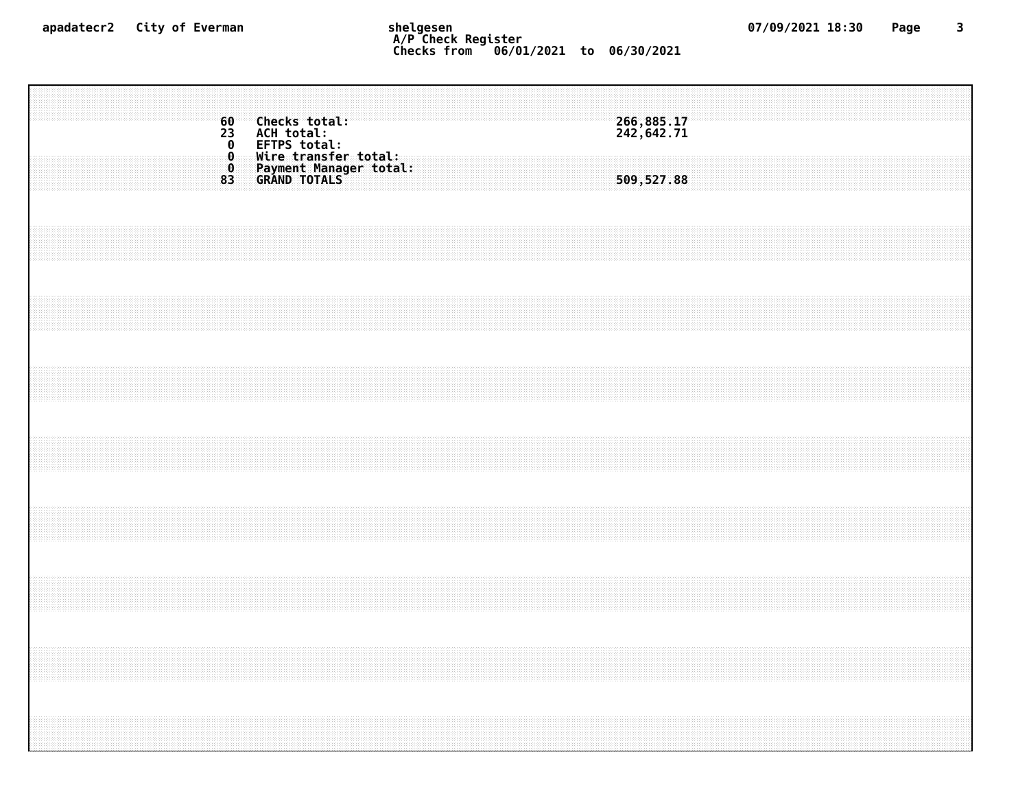| Count | Type | Amount |
|---|---|---|
| 60 | Checks total: | 266,885.17 |
| 23 | ACH total: | 242,642.71 |
| 0 | EFTPS total: | |
| 0 | Wire transfer total: | |
| 0 | Payment Manager total: | |
| 83 | GRAND TOTALS | 509,527.88 |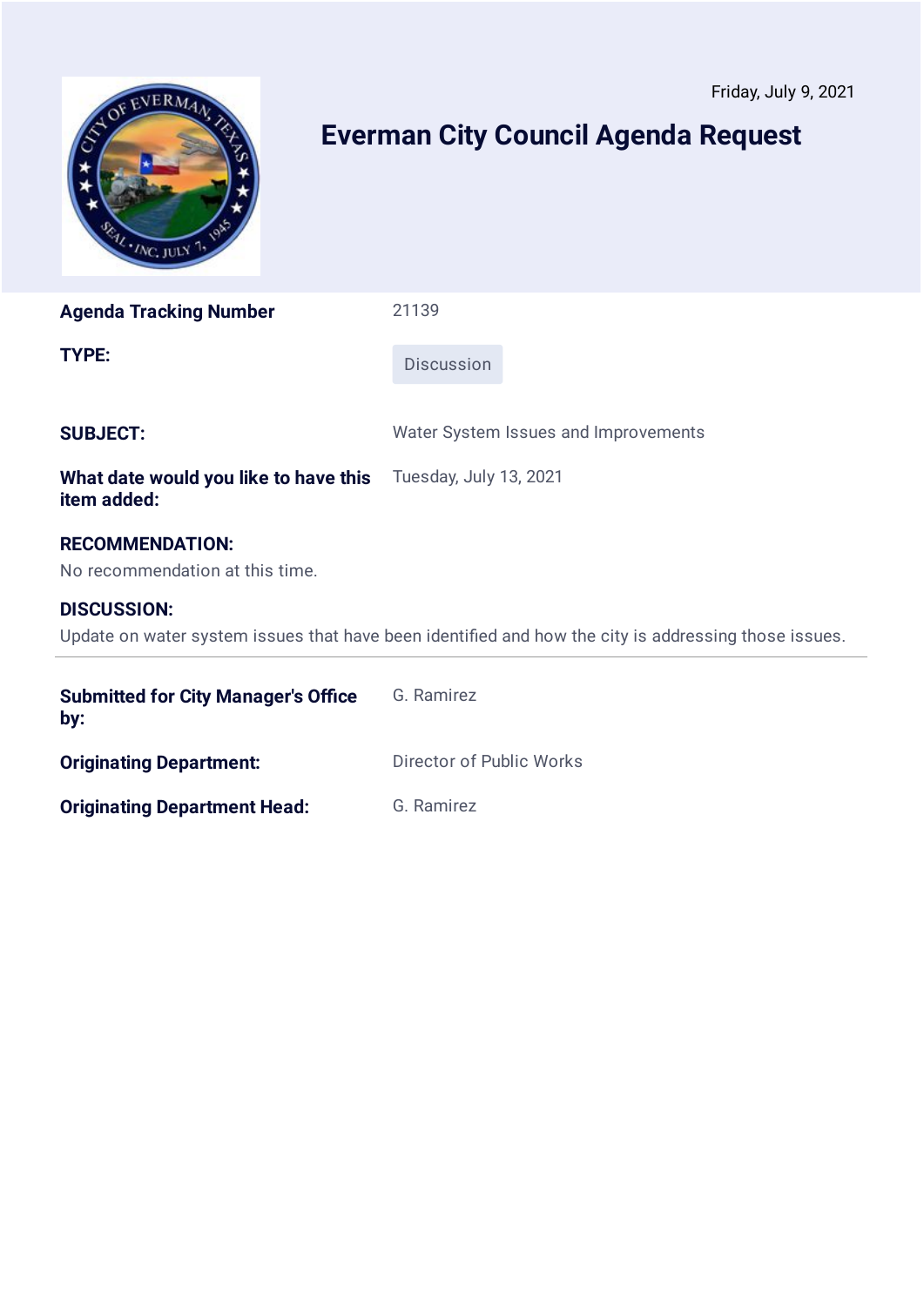Friday, July 9, 2021

# Everman City Council Agenda Request

| | |
|---|---|
| **Agenda Tracking Number** | 21139 |
| **TYPE:** | Discussion |
| **SUBJECT:** | Water System Issues and Improvements |
| **What date would you like to have this item added:** | Tuesday, July 13, 2021 |

**RECOMMENDATION:**

No recommendation at this time.

**DISCUSSION:**

Update on water system issues that have been identified and how the city is addressing those issues.

---

| | |
|---|---|
| **Submitted for City Manager's Office by:** | G. Ramirez |
| **Originating Department:** | Director of Public Works |
| **Originating Department Head:** | G. Ramirez |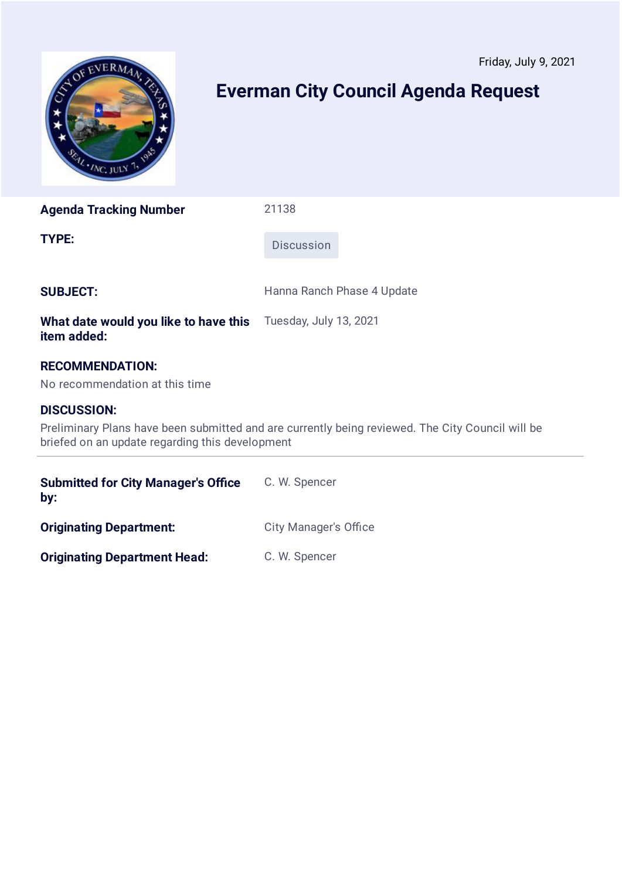Friday, July 9, 2021

# Everman City Council Agenda Request

| | |
|---|---|
| **Agenda Tracking Number** | 21138 |
| **TYPE:** | Discussion |
| **SUBJECT:** | Hanna Ranch Phase 4 Update |
| **What date would you like to have this item added:** | Tuesday, July 13, 2021 |

**RECOMMENDATION:**

No recommendation at this time

**DISCUSSION:**

Preliminary Plans have been submitted and are currently being reviewed. The City Council will be briefed on an update regarding this development

---

| | |
|---|---|
| **Submitted for City Manager's Office by:** | C. W. Spencer |
| **Originating Department:** | City Manager's Office |
| **Originating Department Head:** | C. W. Spencer |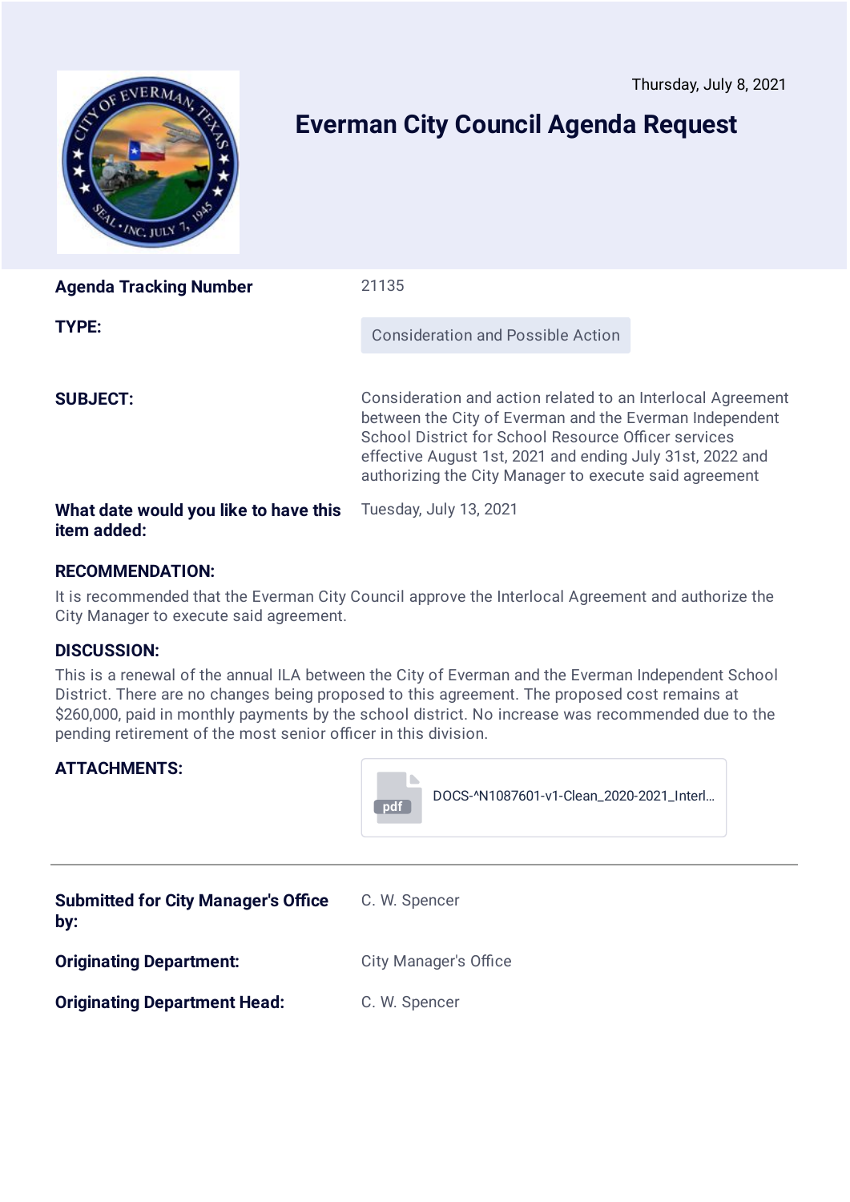Thursday, July 8, 2021

# Everman City Council Agenda Request

| | |
|---|---|
| **Agenda Tracking Number** | 21135 |
| **TYPE:** | Consideration and Possible Action |
| **SUBJECT:** | Consideration and action related to an Interlocal Agreement between the City of Everman and the Everman Independent School District for School Resource Officer services effective August 1st, 2021 and ending July 31st, 2022 and authorizing the City Manager to execute said agreement |
| **What date would you like to have this item added:** | Tuesday, July 13, 2021 |

### RECOMMENDATION:

It is recommended that the Everman City Council approve the Interlocal Agreement and authorize the City Manager to execute said agreement.

### DISCUSSION:

This is a renewal of the annual ILA between the City of Everman and the Everman Independent School District. There are no changes being proposed to this agreement. The proposed cost remains at $260,000, paid in monthly payments by the school district. No increase was recommended due to the pending retirement of the most senior officer in this division.

### ATTACHMENTS:

DOCS-^N1087601-v1-Clean_2020-2021_Interl...

---

| | |
|---|---|
| **Submitted for City Manager's Office by:** | C. W. Spencer |
| **Originating Department:** | City Manager's Office |
| **Originating Department Head:** | C. W. Spencer |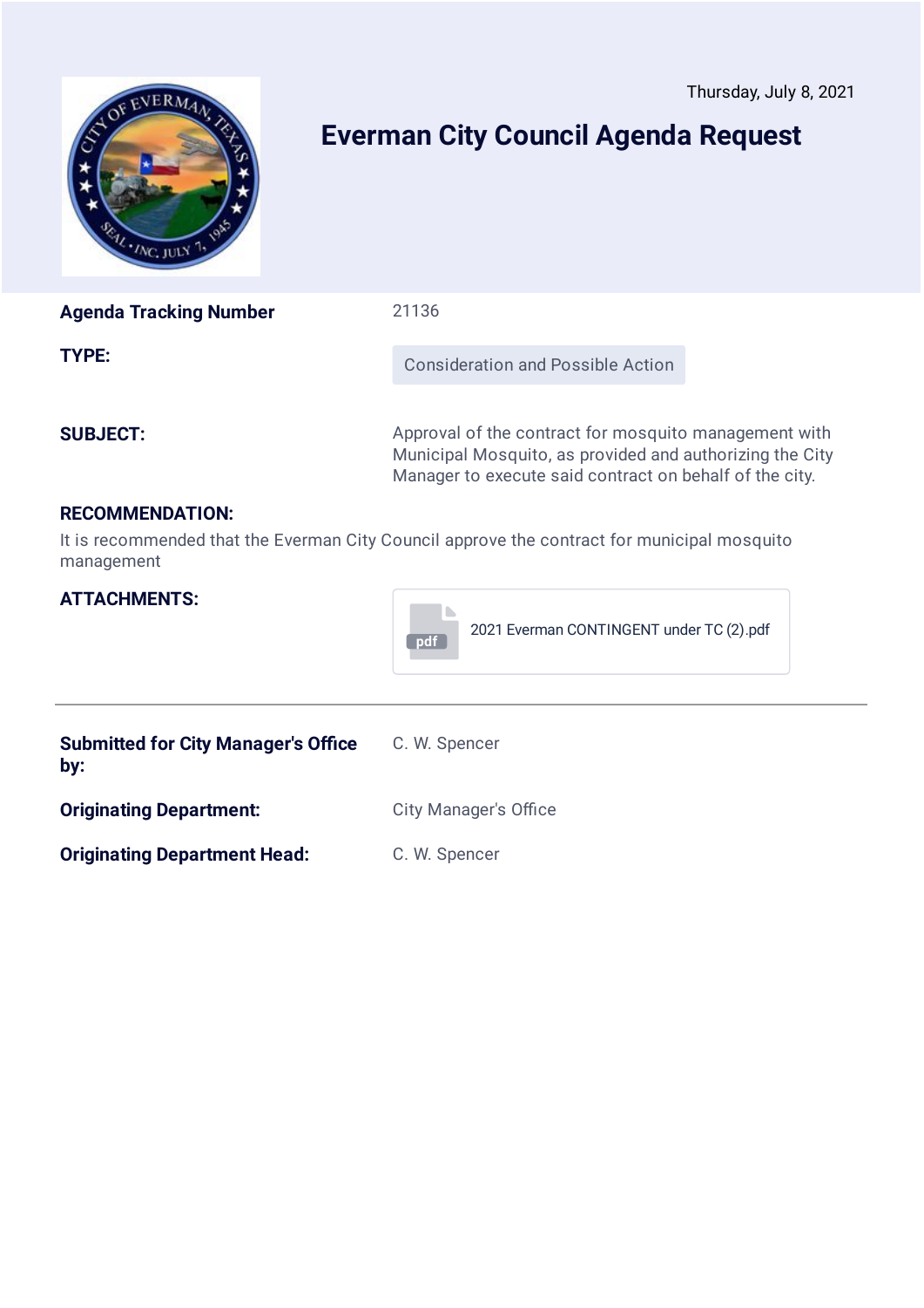Thursday, July 8, 2021

# Everman City Council Agenda Request

| | |
|---|---|
| **Agenda Tracking Number** | 21136 |
| **TYPE:** | Consideration and Possible Action |
| **SUBJECT:** | Approval of the contract for mosquito management with Municipal Mosquito, as provided and authorizing the City Manager to execute said contract on behalf of the city. |

**RECOMMENDATION:**

It is recommended that the Everman City Council approve the contract for municipal mosquito management

**ATTACHMENTS:**

2021 Everman CONTINGENT under TC (2).pdf

---

| | |
|---|---|
| **Submitted for City Manager's Office by:** | C. W. Spencer |
| **Originating Department:** | City Manager's Office |
| **Originating Department Head:** | C. W. Spencer |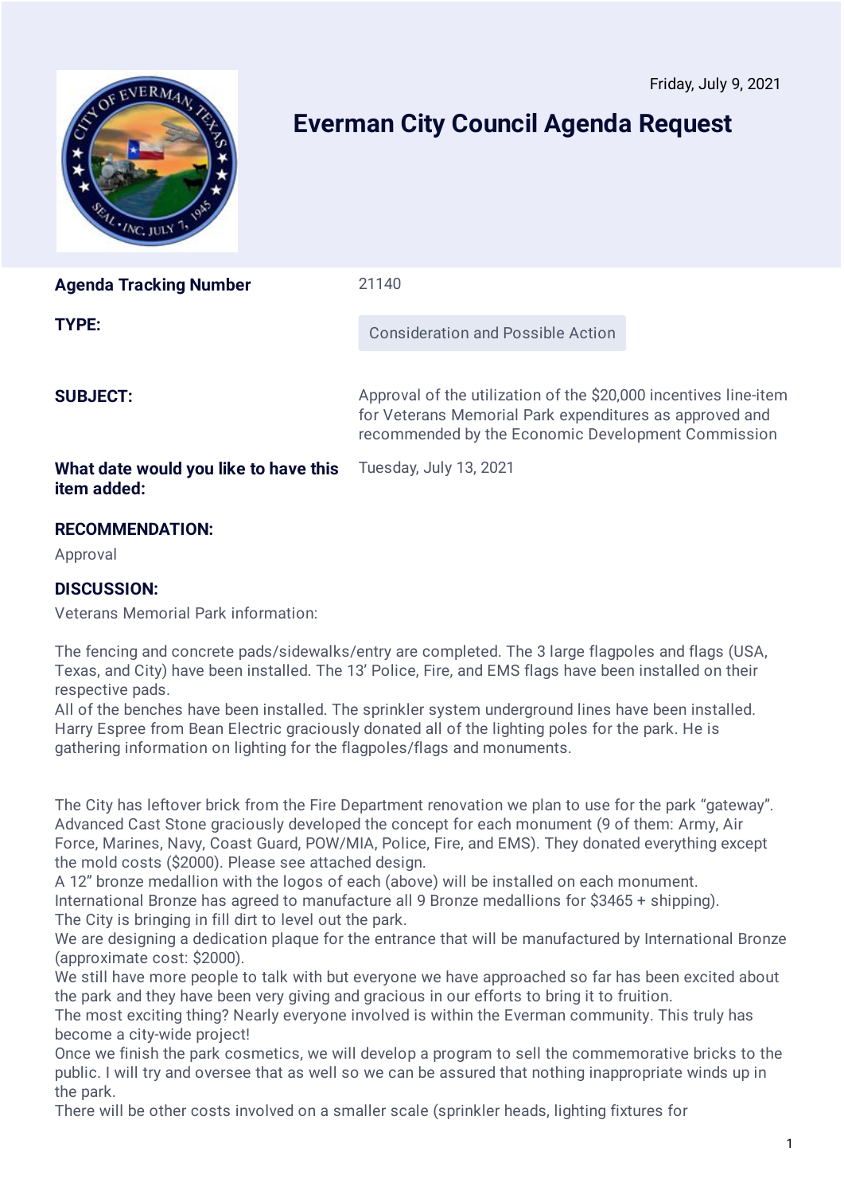Friday, July 9, 2021

# Everman City Council Agenda Request

**Agenda Tracking Number** 21140

**TYPE:** Consideration and Possible Action

**SUBJECT:** Approval of the utilization of the $20,000 incentives line-item for Veterans Memorial Park expenditures as approved and recommended by the Economic Development Commission

**What date would you like to have this item added:** Tuesday, July 13, 2021

**RECOMMENDATION:**

Approval

**DISCUSSION:**

Veterans Memorial Park information:

The fencing and concrete pads/sidewalks/entry are completed. The 3 large flagpoles and flags (USA, Texas, and City) have been installed. The 13' Police, Fire, and EMS flags have been installed on their respective pads.
All of the benches have been installed. The sprinkler system underground lines have been installed.
Harry Espree from Bean Electric graciously donated all of the lighting poles for the park. He is gathering information on lighting for the flagpoles/flags and monuments.

The City has leftover brick from the Fire Department renovation we plan to use for the park "gateway".
Advanced Cast Stone graciously developed the concept for each monument (9 of them: Army, Air Force, Marines, Navy, Coast Guard, POW/MIA, Police, Fire, and EMS). They donated everything except the mold costs ($2000). Please see attached design.
A 12" bronze medallion with the logos of each (above) will be installed on each monument.
International Bronze has agreed to manufacture all 9 Bronze medallions for $3465 + shipping).
The City is bringing in fill dirt to level out the park.
We are designing a dedication plaque for the entrance that will be manufactured by International Bronze (approximate cost: $2000).
We still have more people to talk with but everyone we have approached so far has been excited about the park and they have been very giving and gracious in our efforts to bring it to fruition.
The most exciting thing? Nearly everyone involved is within the Everman community. This truly has become a city-wide project!
Once we finish the park cosmetics, we will develop a program to sell the commemorative bricks to the public. I will try and oversee that as well so we can be assured that nothing inappropriate winds up in the park.
There will be other costs involved on a smaller scale (sprinkler heads, lighting fixtures for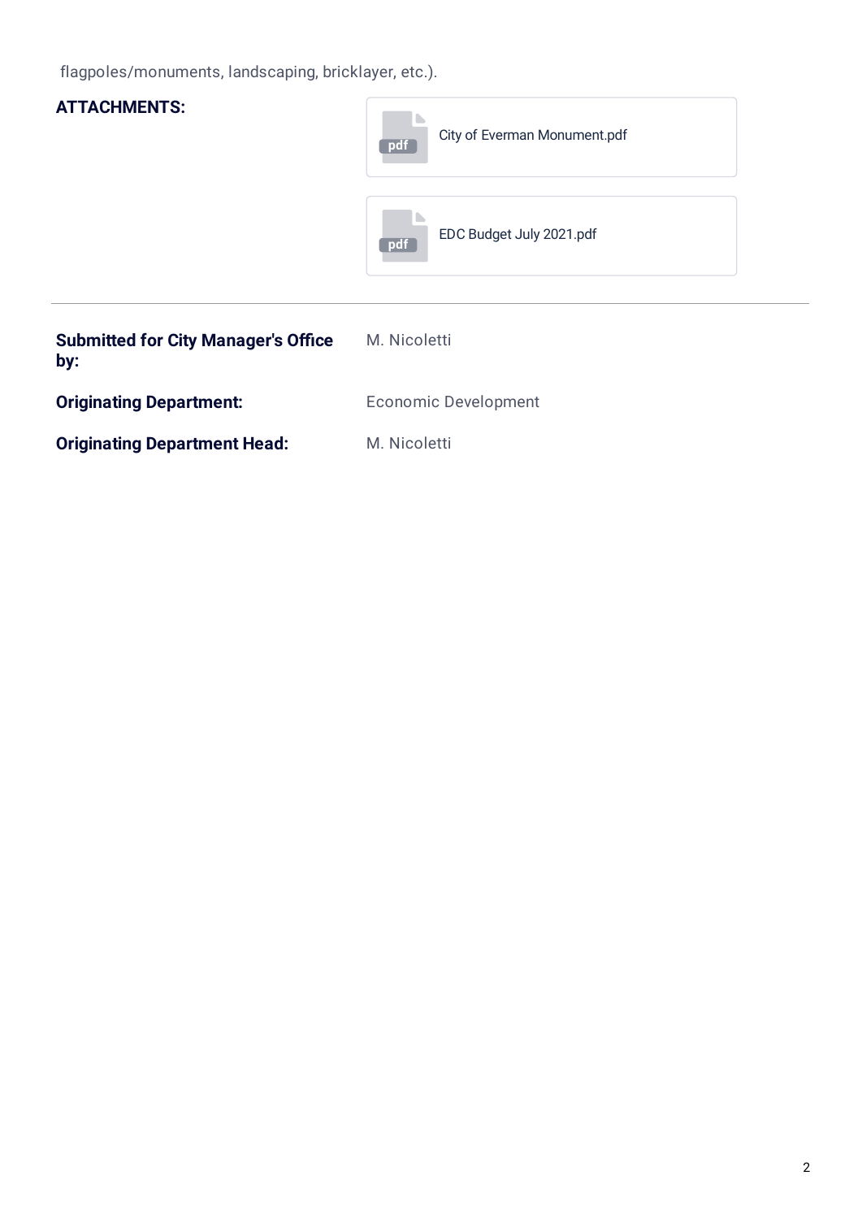flagpoles/monuments, landscaping, bricklayer, etc.).

**ATTACHMENTS:**

- City of Everman Monument.pdf
- EDC Budget July 2021.pdf

---

**Submitted for City Manager's Office by:** M. Nicoletti

**Originating Department:** Economic Development

**Originating Department Head:** M. Nicoletti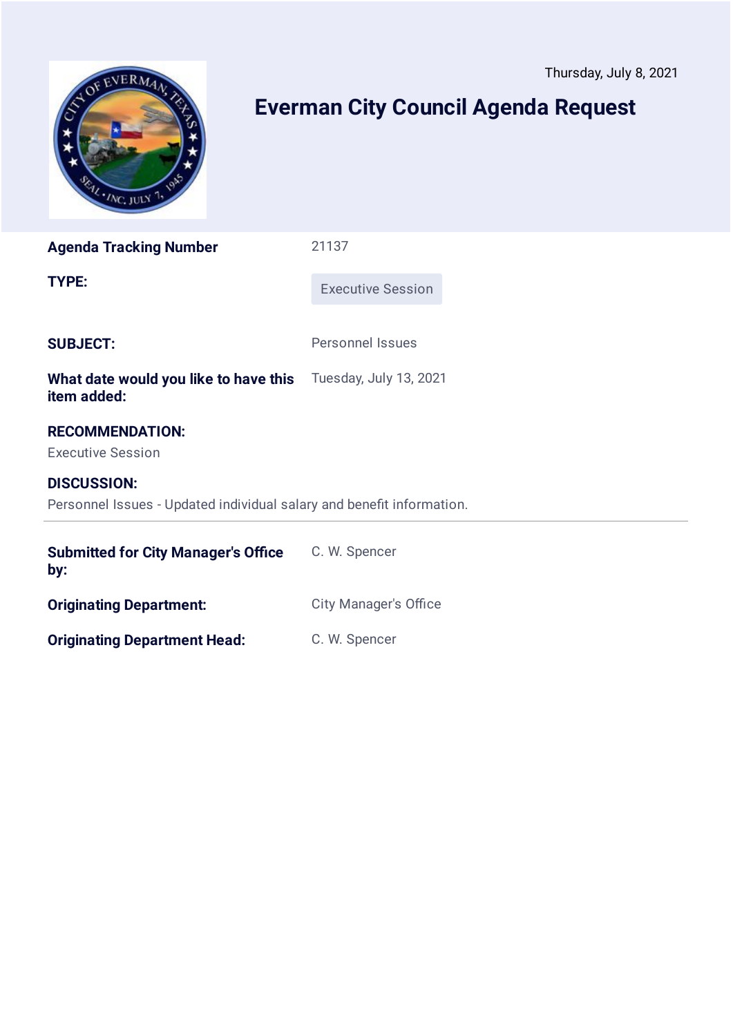Thursday, July 8, 2021

# Everman City Council Agenda Request

| | |
|---|---|
| **Agenda Tracking Number** | 21137 |
| **TYPE:** | Executive Session |
| **SUBJECT:** | Personnel Issues |
| **What date would you like to have this item added:** | Tuesday, July 13, 2021 |

**RECOMMENDATION:**

Executive Session

**DISCUSSION:**

Personnel Issues - Updated individual salary and benefit information.

---

| | |
|---|---|
| **Submitted for City Manager's Office by:** | C. W. Spencer |
| **Originating Department:** | City Manager's Office |
| **Originating Department Head:** | C. W. Spencer |